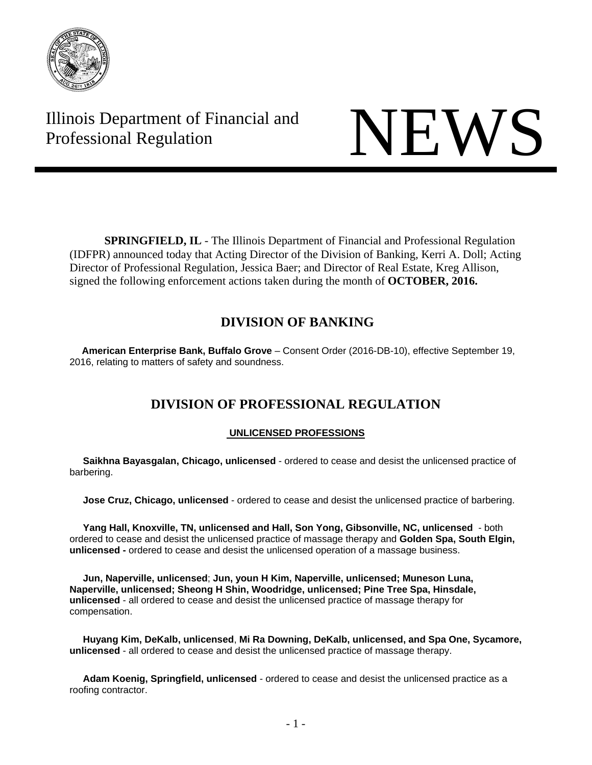Illinois Department of Financial and Professional Regulation

# NEWS

**SPRINGFIELD, IL** - The Illinois Department of Financial and Professional Regulation (IDFPR) announced today that Acting Director of the Division of Banking, Kerri A. Doll; Acting Director of Professional Regulation, Jessica Baer; and Director of Real Estate, Kreg Allison, signed the following enforcement actions taken during the month of **OCTOBER, 2016.**

## DIVISION OF BANKING

**American Enterprise Bank, Buffalo Grove** – Consent Order (2016-DB-10), effective September 19, 2016, relating to matters of safety and soundness.

## DIVISION OF PROFESSIONAL REGULATION

### UNLICENSED PROFESSIONS

**Saikhna Bayasgalan, Chicago, unlicensed** - ordered to cease and desist the unlicensed practice of barbering.

**Jose Cruz, Chicago, unlicensed** - ordered to cease and desist the unlicensed practice of barbering.

**Yang Hall, Knoxville, TN, unlicensed and Hall, Son Yong, Gibsonville, NC, unlicensed** - both ordered to cease and desist the unlicensed practice of massage therapy and **Golden Spa, South Elgin, unlicensed -** ordered to cease and desist the unlicensed operation of a massage business.

**Jun, Naperville, unlicensed**; **Jun, youn H Kim, Naperville, unlicensed; Muneson Luna, Naperville, unlicensed; Sheong H Shin, Woodridge, unlicensed; Pine Tree Spa, Hinsdale, unlicensed** - all ordered to cease and desist the unlicensed practice of massage therapy for compensation.

**Huyang Kim, DeKalb, unlicensed**, **Mi Ra Downing, DeKalb, unlicensed, and Spa One, Sycamore, unlicensed** - all ordered to cease and desist the unlicensed practice of massage therapy.

**Adam Koenig, Springfield, unlicensed** - ordered to cease and desist the unlicensed practice as a roofing contractor.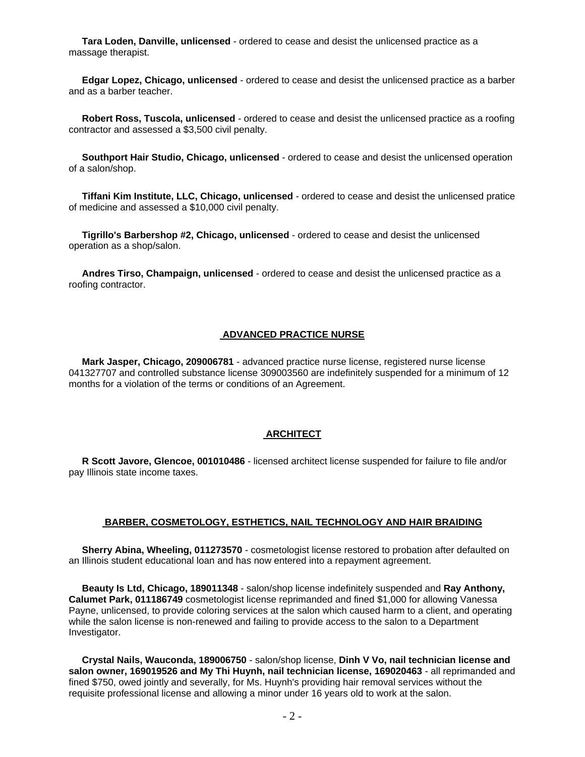**Tara Loden, Danville, unlicensed** - ordered to cease and desist the unlicensed practice as a massage therapist.

**Edgar Lopez, Chicago, unlicensed** - ordered to cease and desist the unlicensed practice as a barber and as a barber teacher.

**Robert Ross, Tuscola, unlicensed** - ordered to cease and desist the unlicensed practice as a roofing contractor and assessed a $3,500 civil penalty.

**Southport Hair Studio, Chicago, unlicensed** - ordered to cease and desist the unlicensed operation of a salon/shop.

**Tiffani Kim Institute, LLC, Chicago, unlicensed** - ordered to cease and desist the unlicensed pratice of medicine and assessed a $10,000 civil penalty.

**Tigrillo's Barbershop #2, Chicago, unlicensed** - ordered to cease and desist the unlicensed operation as a shop/salon.

**Andres Tirso, Champaign, unlicensed** - ordered to cease and desist the unlicensed practice as a roofing contractor.

## ADVANCED PRACTICE NURSE

**Mark Jasper, Chicago, 209006781** - advanced practice nurse license, registered nurse license 041327707 and controlled substance license 309003560 are indefinitely suspended for a minimum of 12 months for a violation of the terms or conditions of an Agreement.

## ARCHITECT

**R Scott Javore, Glencoe, 001010486** - licensed architect license suspended for failure to file and/or pay Illinois state income taxes.

## BARBER, COSMETOLOGY, ESTHETICS, NAIL TECHNOLOGY AND HAIR BRAIDING

**Sherry Abina, Wheeling, 011273570** - cosmetologist license restored to probation after defaulted on an Illinois student educational loan and has now entered into a repayment agreement.

**Beauty Is Ltd, Chicago, 189011348** - salon/shop license indefinitely suspended and **Ray Anthony, Calumet Park, 011186749** cosmetologist license reprimanded and fined $1,000 for allowing Vanessa Payne, unlicensed, to provide coloring services at the salon which caused harm to a client, and operating while the salon license is non-renewed and failing to provide access to the salon to a Department Investigator.

**Crystal Nails, Wauconda, 189006750** - salon/shop license, **Dinh V Vo, nail technician license and salon owner, 169019526 and My Thi Huynh, nail technician license, 169020463** - all reprimanded and fined $750, owed jointly and severally, for Ms. Huynh's providing hair removal services without the requisite professional license and allowing a minor under 16 years old to work at the salon.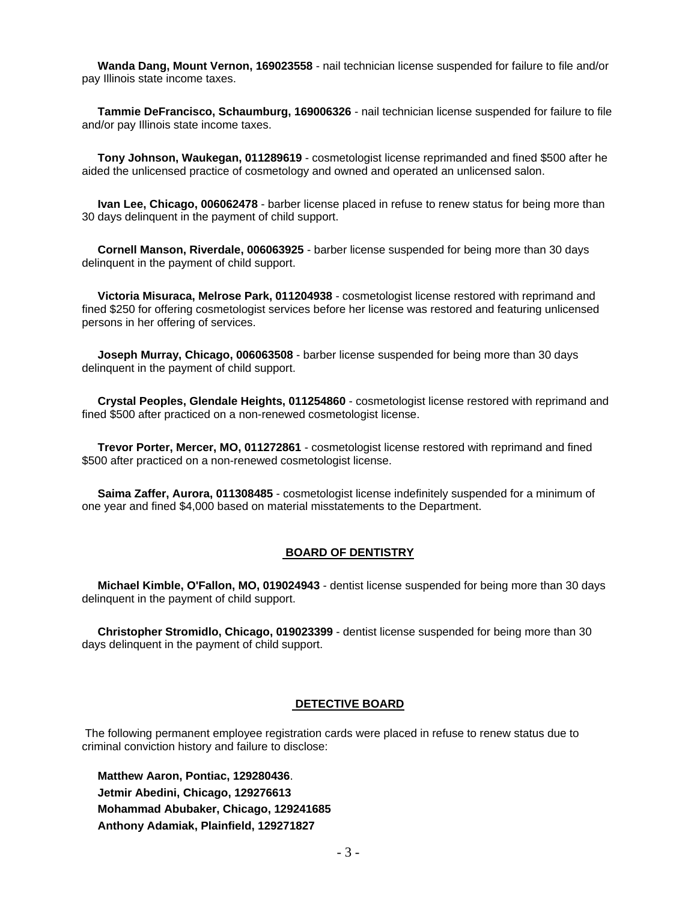**Wanda Dang, Mount Vernon, 169023558** - nail technician license suspended for failure to file and/or pay Illinois state income taxes.

**Tammie DeFrancisco, Schaumburg, 169006326** - nail technician license suspended for failure to file and/or pay Illinois state income taxes.

**Tony Johnson, Waukegan, 011289619** - cosmetologist license reprimanded and fined $500 after he aided the unlicensed practice of cosmetology and owned and operated an unlicensed salon.

**Ivan Lee, Chicago, 006062478** - barber license placed in refuse to renew status for being more than 30 days delinquent in the payment of child support.

**Cornell Manson, Riverdale, 006063925** - barber license suspended for being more than 30 days delinquent in the payment of child support.

**Victoria Misuraca, Melrose Park, 011204938** - cosmetologist license restored with reprimand and fined $250 for offering cosmetologist services before her license was restored and featuring unlicensed persons in her offering of services.

**Joseph Murray, Chicago, 006063508** - barber license suspended for being more than 30 days delinquent in the payment of child support.

**Crystal Peoples, Glendale Heights, 011254860** - cosmetologist license restored with reprimand and fined $500 after practiced on a non-renewed cosmetologist license.

**Trevor Porter, Mercer, MO, 011272861** - cosmetologist license restored with reprimand and fined $500 after practiced on a non-renewed cosmetologist license.

**Saima Zaffer, Aurora, 011308485** - cosmetologist license indefinitely suspended for a minimum of one year and fined $4,000 based on material misstatements to the Department.

## BOARD OF DENTISTRY

**Michael Kimble, O'Fallon, MO, 019024943** - dentist license suspended for being more than 30 days delinquent in the payment of child support.

**Christopher Stromidlo, Chicago, 019023399** - dentist license suspended for being more than 30 days delinquent in the payment of child support.

## DETECTIVE BOARD

The following permanent employee registration cards were placed in refuse to renew status due to criminal conviction history and failure to disclose:

**Matthew Aaron, Pontiac, 129280436**.
**Jetmir Abedini, Chicago, 129276613**
**Mohammad Abubaker, Chicago, 129241685**
**Anthony Adamiak, Plainfield, 129271827**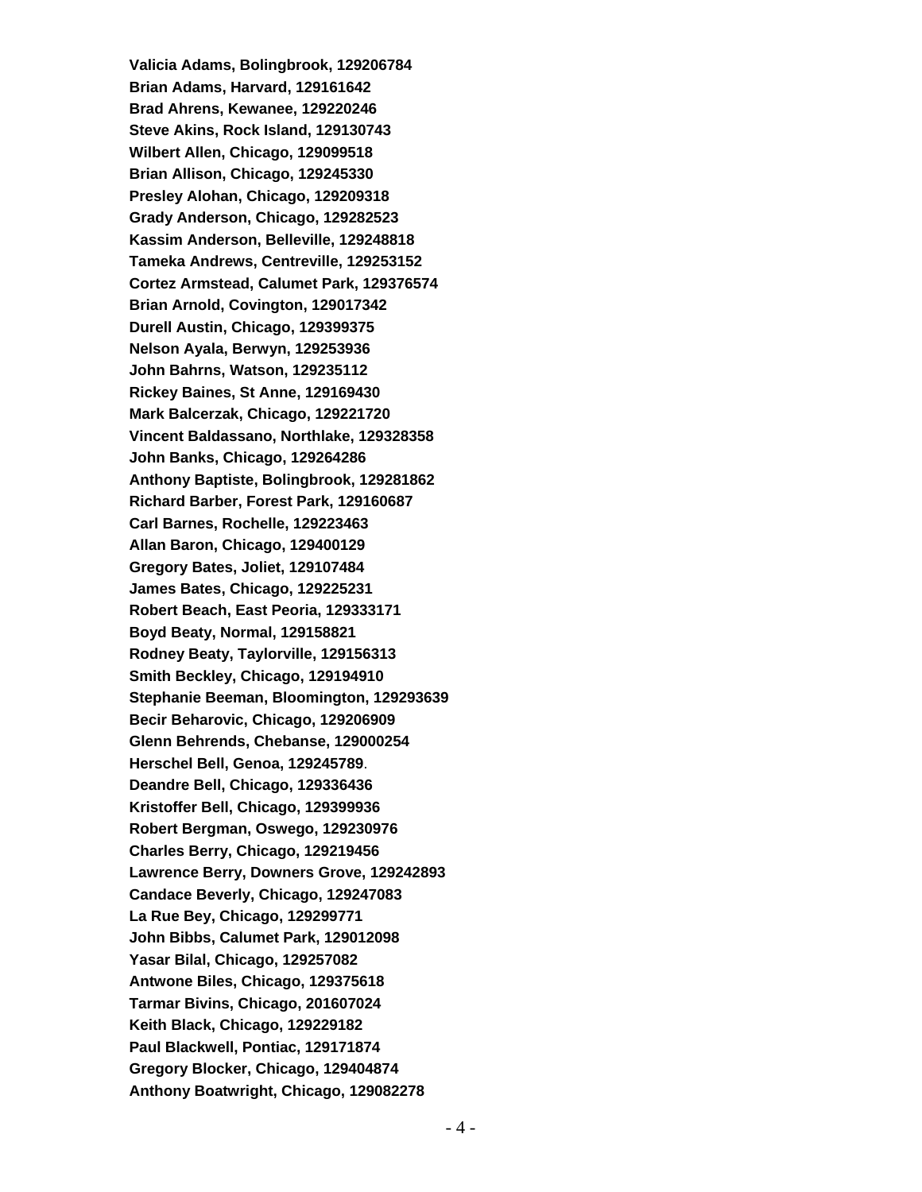**Valicia Adams, Bolingbrook, 129206784**
**Brian Adams, Harvard, 129161642**
**Brad Ahrens, Kewanee, 129220246**
**Steve Akins, Rock Island, 129130743**
**Wilbert Allen, Chicago, 129099518**
**Brian Allison, Chicago, 129245330**
**Presley Alohan, Chicago, 129209318**
**Grady Anderson, Chicago, 129282523**
**Kassim Anderson, Belleville, 129248818**
**Tameka Andrews, Centreville, 129253152**
**Cortez Armstead, Calumet Park, 129376574**
**Brian Arnold, Covington, 129017342**
**Durell Austin, Chicago, 129399375**
**Nelson Ayala, Berwyn, 129253936**
**John Bahrns, Watson, 129235112**
**Rickey Baines, St Anne, 129169430**
**Mark Balcerzak, Chicago, 129221720**
**Vincent Baldassano, Northlake, 129328358**
**John Banks, Chicago, 129264286**
**Anthony Baptiste, Bolingbrook, 129281862**
**Richard Barber, Forest Park, 129160687**
**Carl Barnes, Rochelle, 129223463**
**Allan Baron, Chicago, 129400129**
**Gregory Bates, Joliet, 129107484**
**James Bates, Chicago, 129225231**
**Robert Beach, East Peoria, 129333171**
**Boyd Beaty, Normal, 129158821**
**Rodney Beaty, Taylorville, 129156313**
**Smith Beckley, Chicago, 129194910**
**Stephanie Beeman, Bloomington, 129293639**
**Becir Beharovic, Chicago, 129206909**
**Glenn Behrends, Chebanse, 129000254**
**Herschel Bell, Genoa, 129245789**.
**Deandre Bell, Chicago, 129336436**
**Kristoffer Bell, Chicago, 129399936**
**Robert Bergman, Oswego, 129230976**
**Charles Berry, Chicago, 129219456**
**Lawrence Berry, Downers Grove, 129242893**
**Candace Beverly, Chicago, 129247083**
**La Rue Bey, Chicago, 129299771**
**John Bibbs, Calumet Park, 129012098**
**Yasar Bilal, Chicago, 129257082**
**Antwone Biles, Chicago, 129375618**
**Tarmar Bivins, Chicago, 201607024**
**Keith Black, Chicago, 129229182**
**Paul Blackwell, Pontiac, 129171874**
**Gregory Blocker, Chicago, 129404874**
**Anthony Boatwright, Chicago, 129082278**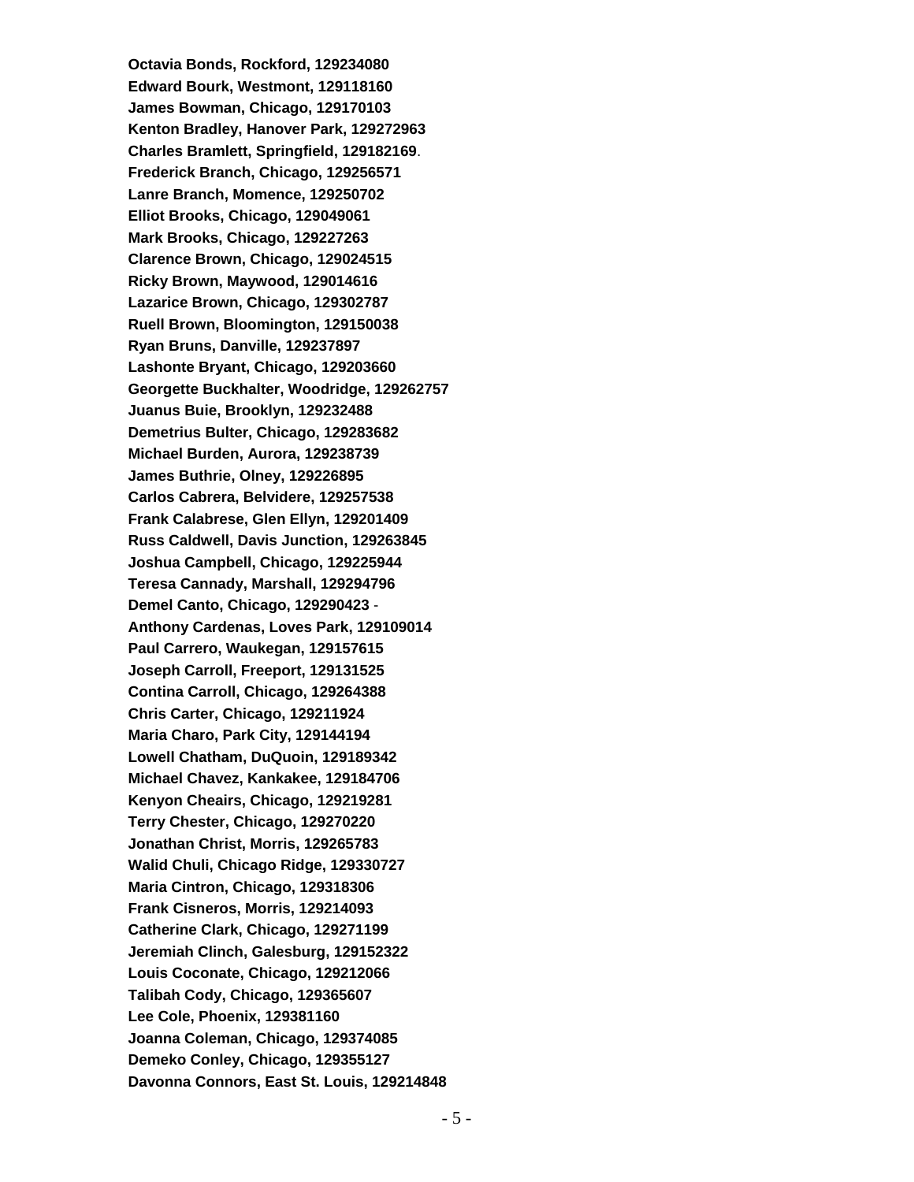**Octavia Bonds, Rockford, 129234080**
**Edward Bourk, Westmont, 129118160**
**James Bowman, Chicago, 129170103**
**Kenton Bradley, Hanover Park, 129272963**
**Charles Bramlett, Springfield, 129182169**.
**Frederick Branch, Chicago, 129256571**
**Lanre Branch, Momence, 129250702**
**Elliot Brooks, Chicago, 129049061**
**Mark Brooks, Chicago, 129227263**
**Clarence Brown, Chicago, 129024515**
**Ricky Brown, Maywood, 129014616**
**Lazarice Brown, Chicago, 129302787**
**Ruell Brown, Bloomington, 129150038**
**Ryan Bruns, Danville, 129237897**
**Lashonte Bryant, Chicago, 129203660**
**Georgette Buckhalter, Woodridge, 129262757**
**Juanus Buie, Brooklyn, 129232488**
**Demetrius Bulter, Chicago, 129283682**
**Michael Burden, Aurora, 129238739**
**James Buthrie, Olney, 129226895**
**Carlos Cabrera, Belvidere, 129257538**
**Frank Calabrese, Glen Ellyn, 129201409**
**Russ Caldwell, Davis Junction, 129263845**
**Joshua Campbell, Chicago, 129225944**
**Teresa Cannady, Marshall, 129294796**
**Demel Canto, Chicago, 129290423** -
**Anthony Cardenas, Loves Park, 129109014**
**Paul Carrero, Waukegan, 129157615**
**Joseph Carroll, Freeport, 129131525**
**Contina Carroll, Chicago, 129264388**
**Chris Carter, Chicago, 129211924**
**Maria Charo, Park City, 129144194**
**Lowell Chatham, DuQuoin, 129189342**
**Michael Chavez, Kankakee, 129184706**
**Kenyon Cheairs, Chicago, 129219281**
**Terry Chester, Chicago, 129270220**
**Jonathan Christ, Morris, 129265783**
**Walid Chuli, Chicago Ridge, 129330727**
**Maria Cintron, Chicago, 129318306**
**Frank Cisneros, Morris, 129214093**
**Catherine Clark, Chicago, 129271199**
**Jeremiah Clinch, Galesburg, 129152322**
**Louis Coconate, Chicago, 129212066**
**Talibah Cody, Chicago, 129365607**
**Lee Cole, Phoenix, 129381160**
**Joanna Coleman, Chicago, 129374085**
**Demeko Conley, Chicago, 129355127**
**Davonna Connors, East St. Louis, 129214848**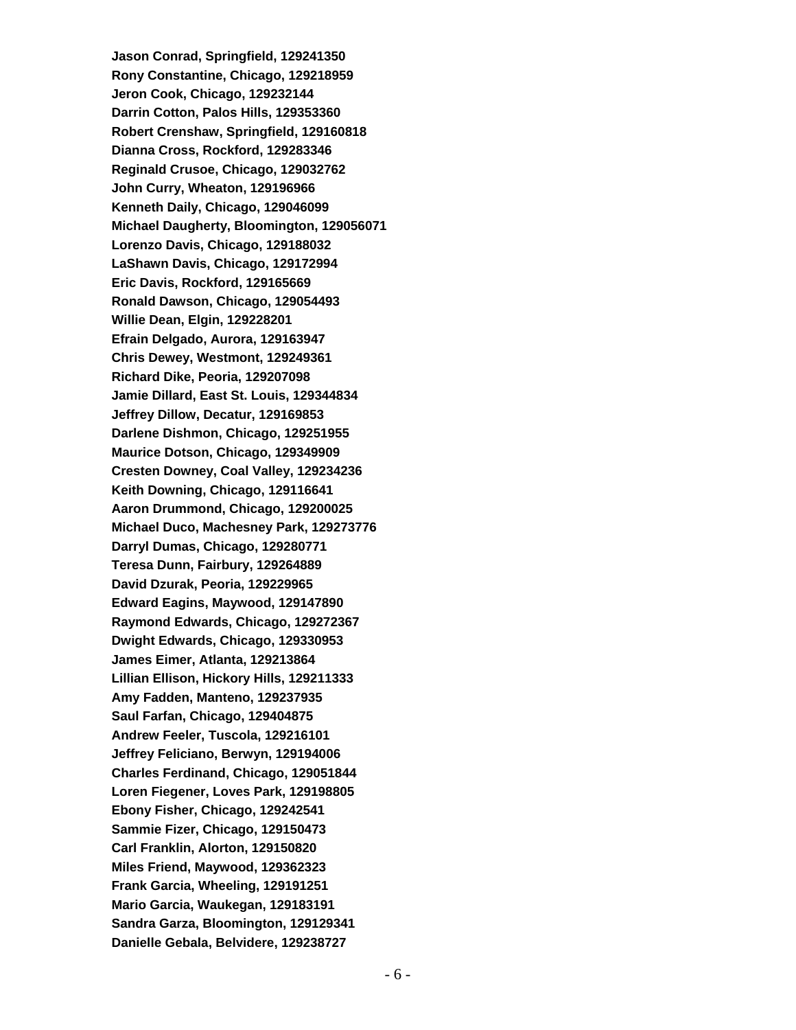**Jason Conrad, Springfield, 129241350**
**Rony Constantine, Chicago, 129218959**
**Jeron Cook, Chicago, 129232144**
**Darrin Cotton, Palos Hills, 129353360**
**Robert Crenshaw, Springfield, 129160818**
**Dianna Cross, Rockford, 129283346**
**Reginald Crusoe, Chicago, 129032762**
**John Curry, Wheaton, 129196966**
**Kenneth Daily, Chicago, 129046099**
**Michael Daugherty, Bloomington, 129056071**
**Lorenzo Davis, Chicago, 129188032**
**LaShawn Davis, Chicago, 129172994**
**Eric Davis, Rockford, 129165669**
**Ronald Dawson, Chicago, 129054493**
**Willie Dean, Elgin, 129228201**
**Efrain Delgado, Aurora, 129163947**
**Chris Dewey, Westmont, 129249361**
**Richard Dike, Peoria, 129207098**
**Jamie Dillard, East St. Louis, 129344834**
**Jeffrey Dillow, Decatur, 129169853**
**Darlene Dishmon, Chicago, 129251955**
**Maurice Dotson, Chicago, 129349909**
**Cresten Downey, Coal Valley, 129234236**
**Keith Downing, Chicago, 129116641**
**Aaron Drummond, Chicago, 129200025**
**Michael Duco, Machesney Park, 129273776**
**Darryl Dumas, Chicago, 129280771**
**Teresa Dunn, Fairbury, 129264889**
**David Dzurak, Peoria, 129229965**
**Edward Eagins, Maywood, 129147890**
**Raymond Edwards, Chicago, 129272367**
**Dwight Edwards, Chicago, 129330953**
**James Eimer, Atlanta, 129213864**
**Lillian Ellison, Hickory Hills, 129211333**
**Amy Fadden, Manteno, 129237935**
**Saul Farfan, Chicago, 129404875**
**Andrew Feeler, Tuscola, 129216101**
**Jeffrey Feliciano, Berwyn, 129194006**
**Charles Ferdinand, Chicago, 129051844**
**Loren Fiegener, Loves Park, 129198805**
**Ebony Fisher, Chicago, 129242541**
**Sammie Fizer, Chicago, 129150473**
**Carl Franklin, Alorton, 129150820**
**Miles Friend, Maywood, 129362323**
**Frank Garcia, Wheeling, 129191251**
**Mario Garcia, Waukegan, 129183191**
**Sandra Garza, Bloomington, 129129341**
**Danielle Gebala, Belvidere, 129238727**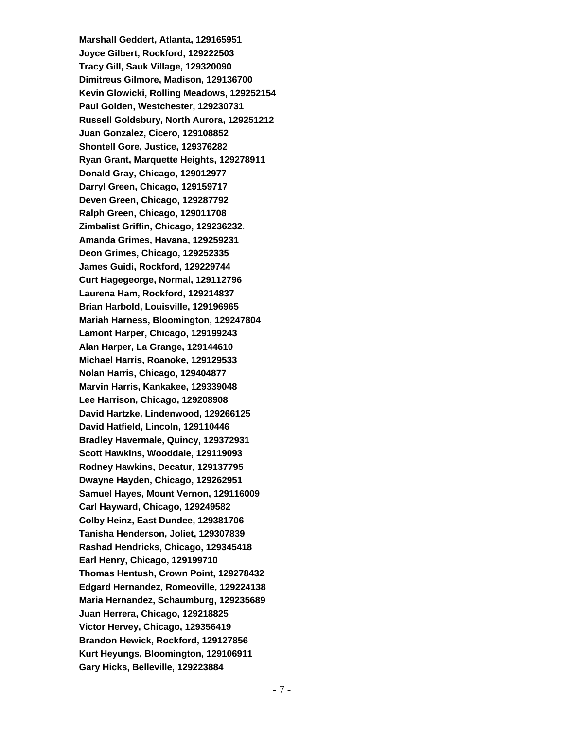**Marshall Geddert, Atlanta, 129165951**
**Joyce Gilbert, Rockford, 129222503**
**Tracy Gill, Sauk Village, 129320090**
**Dimitreus Gilmore, Madison, 129136700**
**Kevin Glowicki, Rolling Meadows, 129252154**
**Paul Golden, Westchester, 129230731**
**Russell Goldsbury, North Aurora, 129251212**
**Juan Gonzalez, Cicero, 129108852**
**Shontell Gore, Justice, 129376282**
**Ryan Grant, Marquette Heights, 129278911**
**Donald Gray, Chicago, 129012977**
**Darryl Green, Chicago, 129159717**
**Deven Green, Chicago, 129287792**
**Ralph Green, Chicago, 129011708**
**Zimbalist Griffin, Chicago, 129236232**.
**Amanda Grimes, Havana, 129259231**
**Deon Grimes, Chicago, 129252335**
**James Guidi, Rockford, 129229744**
**Curt Hagegeorge, Normal, 129112796**
**Laurena Ham, Rockford, 129214837**
**Brian Harbold, Louisville, 129196965**
**Mariah Harness, Bloomington, 129247804**
**Lamont Harper, Chicago, 129199243**
**Alan Harper, La Grange, 129144610**
**Michael Harris, Roanoke, 129129533**
**Nolan Harris, Chicago, 129404877**
**Marvin Harris, Kankakee, 129339048**
**Lee Harrison, Chicago, 129208908**
**David Hartzke, Lindenwood, 129266125**
**David Hatfield, Lincoln, 129110446**
**Bradley Havermale, Quincy, 129372931**
**Scott Hawkins, Wooddale, 129119093**
**Rodney Hawkins, Decatur, 129137795**
**Dwayne Hayden, Chicago, 129262951**
**Samuel Hayes, Mount Vernon, 129116009**
**Carl Hayward, Chicago, 129249582**
**Colby Heinz, East Dundee, 129381706**
**Tanisha Henderson, Joliet, 129307839**
**Rashad Hendricks, Chicago, 129345418**
**Earl Henry, Chicago, 129199710**
**Thomas Hentush, Crown Point, 129278432**
**Edgard Hernandez, Romeoville, 129224138**
**Maria Hernandez, Schaumburg, 129235689**
**Juan Herrera, Chicago, 129218825**
**Victor Hervey, Chicago, 129356419**
**Brandon Hewick, Rockford, 129127856**
**Kurt Heyungs, Bloomington, 129106911**
**Gary Hicks, Belleville, 129223884**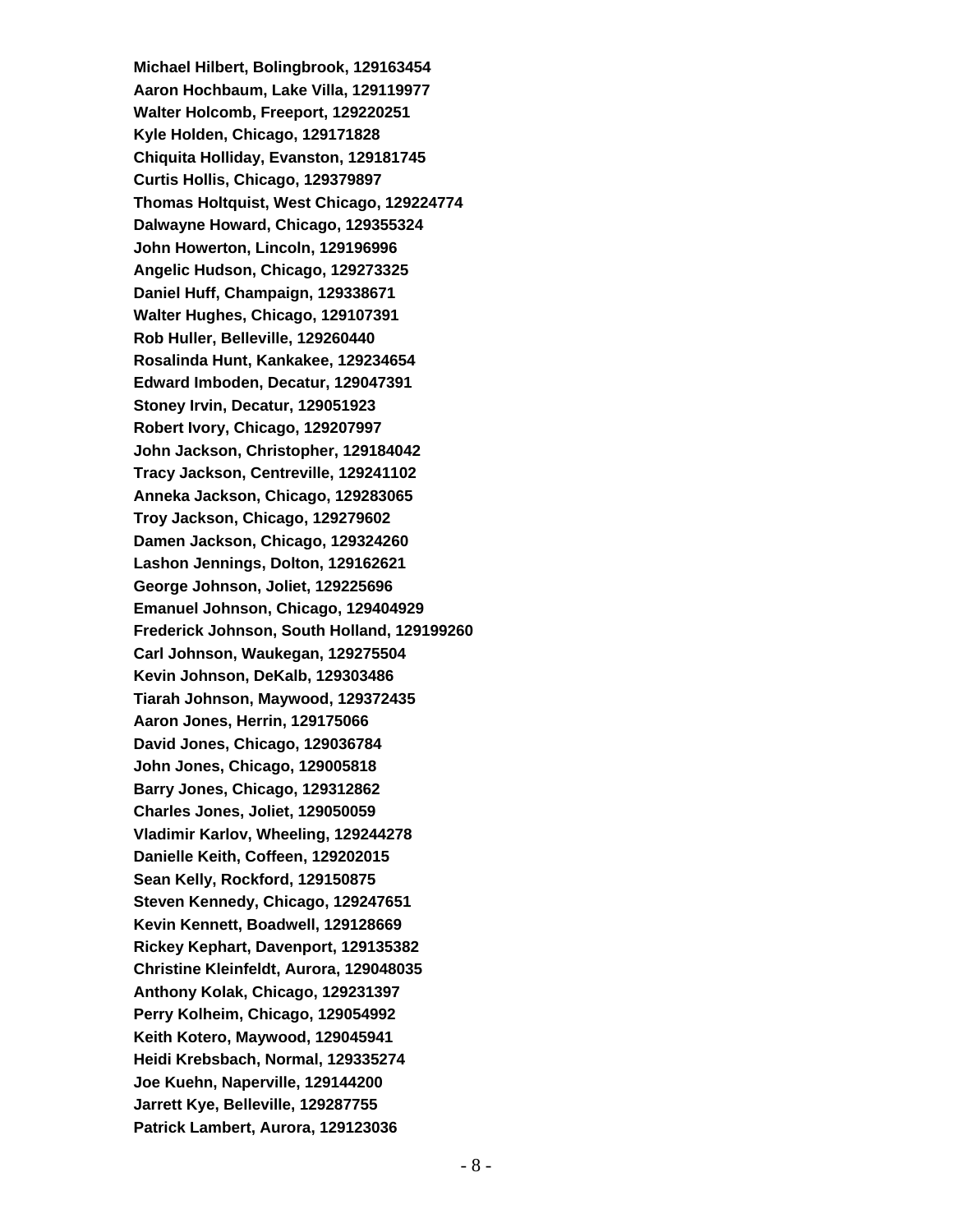**Michael Hilbert, Bolingbrook, 129163454**
**Aaron Hochbaum, Lake Villa, 129119977**
**Walter Holcomb, Freeport, 129220251**
**Kyle Holden, Chicago, 129171828**
**Chiquita Holliday, Evanston, 129181745**
**Curtis Hollis, Chicago, 129379897**
**Thomas Holtquist, West Chicago, 129224774**
**Dalwayne Howard, Chicago, 129355324**
**John Howerton, Lincoln, 129196996**
**Angelic Hudson, Chicago, 129273325**
**Daniel Huff, Champaign, 129338671**
**Walter Hughes, Chicago, 129107391**
**Rob Huller, Belleville, 129260440**
**Rosalinda Hunt, Kankakee, 129234654**
**Edward Imboden, Decatur, 129047391**
**Stoney Irvin, Decatur, 129051923**
**Robert Ivory, Chicago, 129207997**
**John Jackson, Christopher, 129184042**
**Tracy Jackson, Centreville, 129241102**
**Anneka Jackson, Chicago, 129283065**
**Troy Jackson, Chicago, 129279602**
**Damen Jackson, Chicago, 129324260**
**Lashon Jennings, Dolton, 129162621**
**George Johnson, Joliet, 129225696**
**Emanuel Johnson, Chicago, 129404929**
**Frederick Johnson, South Holland, 129199260**
**Carl Johnson, Waukegan, 129275504**
**Kevin Johnson, DeKalb, 129303486**
**Tiarah Johnson, Maywood, 129372435**
**Aaron Jones, Herrin, 129175066**
**David Jones, Chicago, 129036784**
**John Jones, Chicago, 129005818**
**Barry Jones, Chicago, 129312862**
**Charles Jones, Joliet, 129050059**
**Vladimir Karlov, Wheeling, 129244278**
**Danielle Keith, Coffeen, 129202015**
**Sean Kelly, Rockford, 129150875**
**Steven Kennedy, Chicago, 129247651**
**Kevin Kennett, Boadwell, 129128669**
**Rickey Kephart, Davenport, 129135382**
**Christine Kleinfeldt, Aurora, 129048035**
**Anthony Kolak, Chicago, 129231397**
**Perry Kolheim, Chicago, 129054992**
**Keith Kotero, Maywood, 129045941**
**Heidi Krebsbach, Normal, 129335274**
**Joe Kuehn, Naperville, 129144200**
**Jarrett Kye, Belleville, 129287755**
**Patrick Lambert, Aurora, 129123036**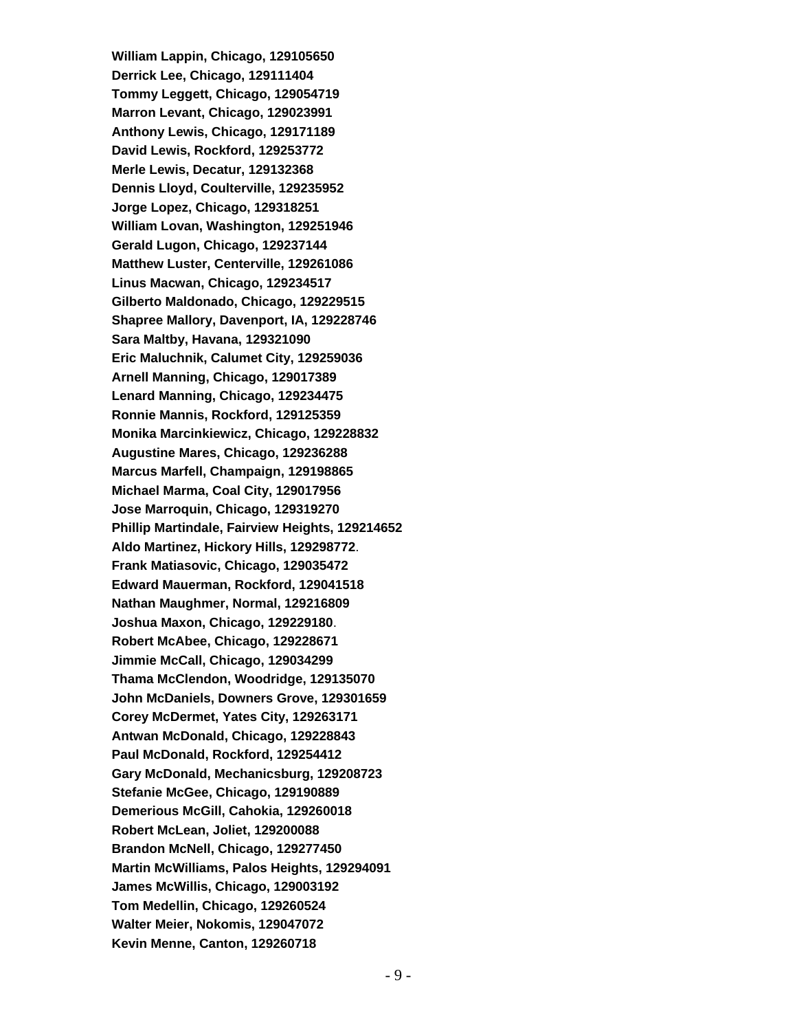**William Lappin, Chicago, 129105650**
**Derrick Lee, Chicago, 129111404**
**Tommy Leggett, Chicago, 129054719**
**Marron Levant, Chicago, 129023991**
**Anthony Lewis, Chicago, 129171189**
**David Lewis, Rockford, 129253772**
**Merle Lewis, Decatur, 129132368**
**Dennis Lloyd, Coulterville, 129235952**
**Jorge Lopez, Chicago, 129318251**
**William Lovan, Washington, 129251946**
**Gerald Lugon, Chicago, 129237144**
**Matthew Luster, Centerville, 129261086**
**Linus Macwan, Chicago, 129234517**
**Gilberto Maldonado, Chicago, 129229515**
**Shapree Mallory, Davenport, IA, 129228746**
**Sara Maltby, Havana, 129321090**
**Eric Maluchnik, Calumet City, 129259036**
**Arnell Manning, Chicago, 129017389**
**Lenard Manning, Chicago, 129234475**
**Ronnie Mannis, Rockford, 129125359**
**Monika Marcinkiewicz, Chicago, 129228832**
**Augustine Mares, Chicago, 129236288**
**Marcus Marfell, Champaign, 129198865**
**Michael Marma, Coal City, 129017956**
**Jose Marroquin, Chicago, 129319270**
**Phillip Martindale, Fairview Heights, 129214652**
**Aldo Martinez, Hickory Hills, 129298772**.
**Frank Matiasovic, Chicago, 129035472**
**Edward Mauerman, Rockford, 129041518**
**Nathan Maughmer, Normal, 129216809**
**Joshua Maxon, Chicago, 129229180**.
**Robert McAbee, Chicago, 129228671**
**Jimmie McCall, Chicago, 129034299**
**Thama McClendon, Woodridge, 129135070**
**John McDaniels, Downers Grove, 129301659**
**Corey McDermet, Yates City, 129263171**
**Antwan McDonald, Chicago, 129228843**
**Paul McDonald, Rockford, 129254412**
**Gary McDonald, Mechanicsburg, 129208723**
**Stefanie McGee, Chicago, 129190889**
**Demerious McGill, Cahokia, 129260018**
**Robert McLean, Joliet, 129200088**
**Brandon McNell, Chicago, 129277450**
**Martin McWilliams, Palos Heights, 129294091**
**James McWillis, Chicago, 129003192**
**Tom Medellin, Chicago, 129260524**
**Walter Meier, Nokomis, 129047072**
**Kevin Menne, Canton, 129260718**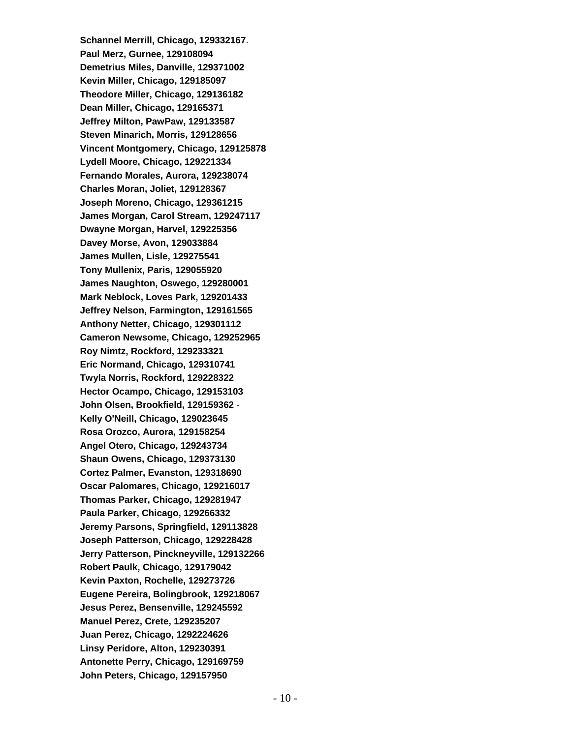**Schannel Merrill, Chicago, 129332167**.  
**Paul Merz, Gurnee, 129108094**  
**Demetrius Miles, Danville, 129371002**  
**Kevin Miller, Chicago, 129185097**  
**Theodore Miller, Chicago, 129136182**  
**Dean Miller, Chicago, 129165371**  
**Jeffrey Milton, PawPaw, 129133587**  
**Steven Minarich, Morris, 129128656**  
**Vincent Montgomery, Chicago, 129125878**  
**Lydell Moore, Chicago, 129221334**  
**Fernando Morales, Aurora, 129238074**  
**Charles Moran, Joliet, 129128367**  
**Joseph Moreno, Chicago, 129361215**  
**James Morgan, Carol Stream, 129247117**  
**Dwayne Morgan, Harvel, 129225356**  
**Davey Morse, Avon, 129033884**  
**James Mullen, Lisle, 129275541**  
**Tony Mullenix, Paris, 129055920**  
**James Naughton, Oswego, 129280001**  
**Mark Neblock, Loves Park, 129201433**  
**Jeffrey Nelson, Farmington, 129161565**  
**Anthony Netter, Chicago, 129301112**  
**Cameron Newsome, Chicago, 129252965**  
**Roy Nimtz, Rockford, 129233321**  
**Eric Normand, Chicago, 129310741**  
**Twyla Norris, Rockford, 129228322**  
**Hector Ocampo, Chicago, 129153103**  
**John Olsen, Brookfield, 129159362** -  
**Kelly O'Neill, Chicago, 129023645**  
**Rosa Orozco, Aurora, 129158254**  
**Angel Otero, Chicago, 129243734**  
**Shaun Owens, Chicago, 129373130**  
**Cortez Palmer, Evanston, 129318690**  
**Oscar Palomares, Chicago, 129216017**  
**Thomas Parker, Chicago, 129281947**  
**Paula Parker, Chicago, 129266332**  
**Jeremy Parsons, Springfield, 129113828**  
**Joseph Patterson, Chicago, 129228428**  
**Jerry Patterson, Pinckneyville, 129132266**  
**Robert Paulk, Chicago, 129179042**  
**Kevin Paxton, Rochelle, 129273726**  
**Eugene Pereira, Bolingbrook, 129218067**  
**Jesus Perez, Bensenville, 129245592**  
**Manuel Perez, Crete, 129235207**  
**Juan Perez, Chicago, 1292224626**  
**Linsy Peridore, Alton, 129230391**  
**Antonette Perry, Chicago, 129169759**  
**John Peters, Chicago, 129157950**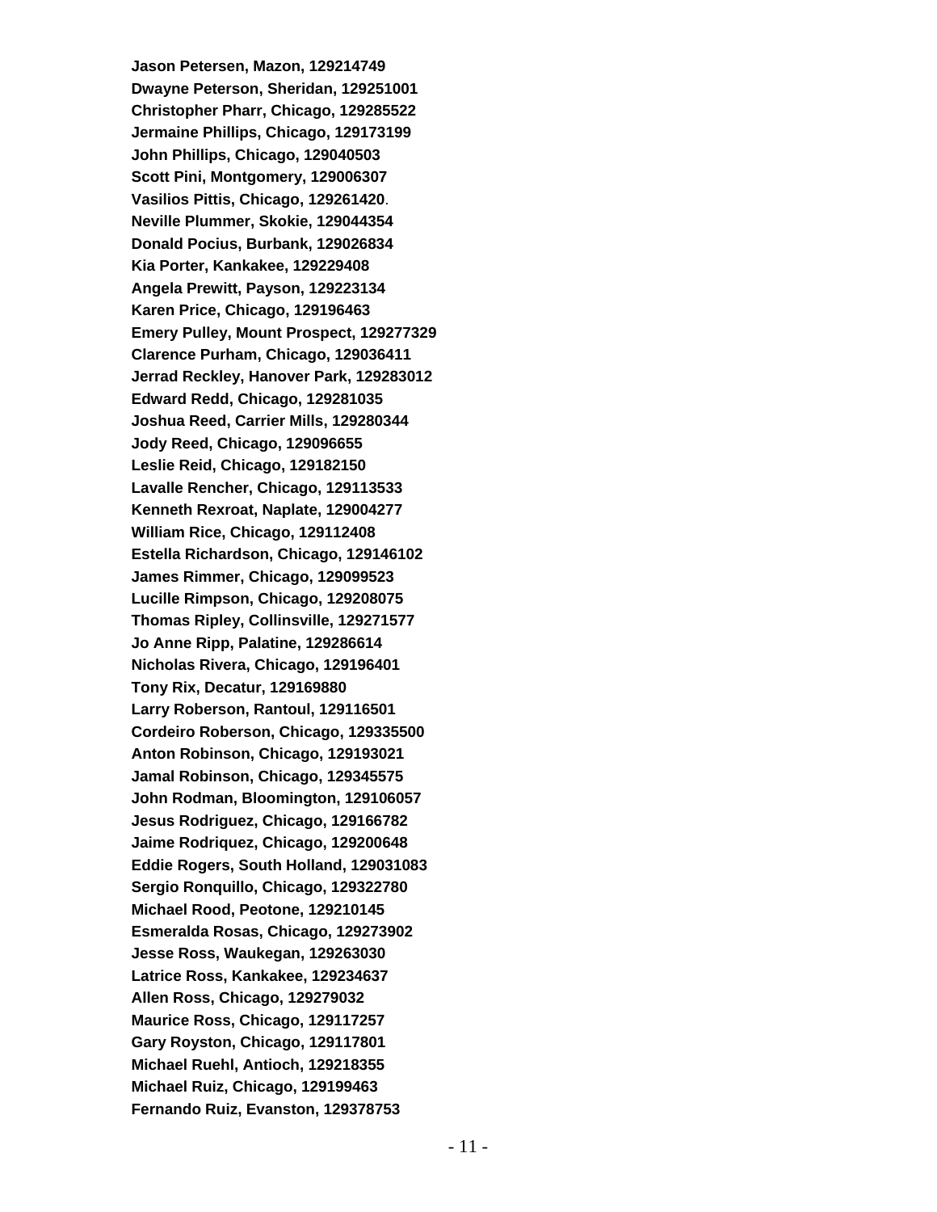**Jason Petersen, Mazon, 129214749**
**Dwayne Peterson, Sheridan, 129251001**
**Christopher Pharr, Chicago, 129285522**
**Jermaine Phillips, Chicago, 129173199**
**John Phillips, Chicago, 129040503**
**Scott Pini, Montgomery, 129006307**
**Vasilios Pittis, Chicago, 129261420**.
**Neville Plummer, Skokie, 129044354**
**Donald Pocius, Burbank, 129026834**
**Kia Porter, Kankakee, 129229408**
**Angela Prewitt, Payson, 129223134**
**Karen Price, Chicago, 129196463**
**Emery Pulley, Mount Prospect, 129277329**
**Clarence Purham, Chicago, 129036411**
**Jerrad Reckley, Hanover Park, 129283012**
**Edward Redd, Chicago, 129281035**
**Joshua Reed, Carrier Mills, 129280344**
**Jody Reed, Chicago, 129096655**
**Leslie Reid, Chicago, 129182150**
**Lavalle Rencher, Chicago, 129113533**
**Kenneth Rexroat, Naplate, 129004277**
**William Rice, Chicago, 129112408**
**Estella Richardson, Chicago, 129146102**
**James Rimmer, Chicago, 129099523**
**Lucille Rimpson, Chicago, 129208075**
**Thomas Ripley, Collinsville, 129271577**
**Jo Anne Ripp, Palatine, 129286614**
**Nicholas Rivera, Chicago, 129196401**
**Tony Rix, Decatur, 129169880**
**Larry Roberson, Rantoul, 129116501**
**Cordeiro Roberson, Chicago, 129335500**
**Anton Robinson, Chicago, 129193021**
**Jamal Robinson, Chicago, 129345575**
**John Rodman, Bloomington, 129106057**
**Jesus Rodriguez, Chicago, 129166782**
**Jaime Rodriquez, Chicago, 129200648**
**Eddie Rogers, South Holland, 129031083**
**Sergio Ronquillo, Chicago, 129322780**
**Michael Rood, Peotone, 129210145**
**Esmeralda Rosas, Chicago, 129273902**
**Jesse Ross, Waukegan, 129263030**
**Latrice Ross, Kankakee, 129234637**
**Allen Ross, Chicago, 129279032**
**Maurice Ross, Chicago, 129117257**
**Gary Royston, Chicago, 129117801**
**Michael Ruehl, Antioch, 129218355**
**Michael Ruiz, Chicago, 129199463**
**Fernando Ruiz, Evanston, 129378753**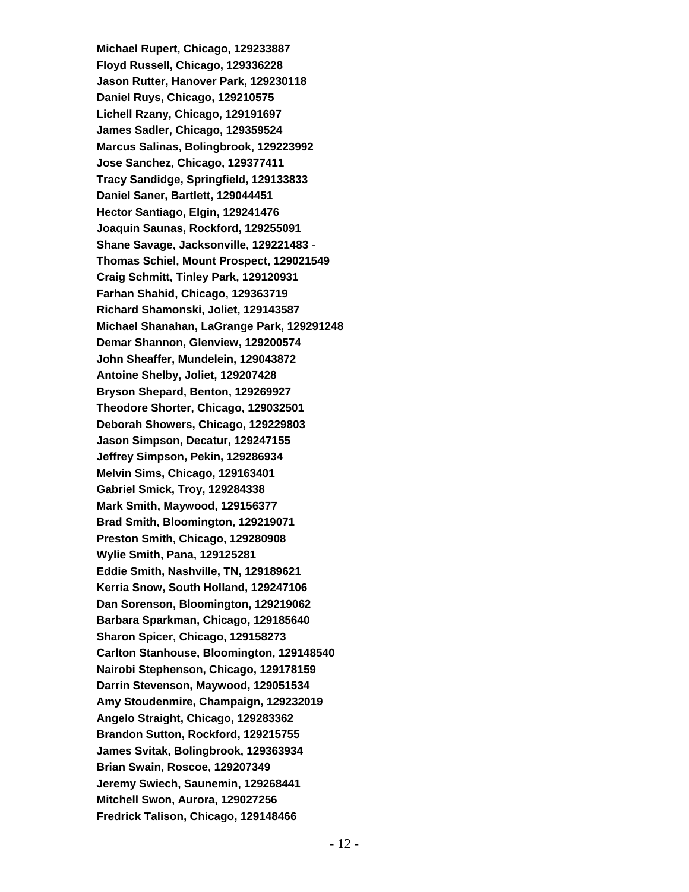**Michael Rupert, Chicago, 129233887**
**Floyd Russell, Chicago, 129336228**
**Jason Rutter, Hanover Park, 129230118**
**Daniel Ruys, Chicago, 129210575**
**Lichell Rzany, Chicago, 129191697**
**James Sadler, Chicago, 129359524**
**Marcus Salinas, Bolingbrook, 129223992**
**Jose Sanchez, Chicago, 129377411**
**Tracy Sandidge, Springfield, 129133833**
**Daniel Saner, Bartlett, 129044451**
**Hector Santiago, Elgin, 129241476**
**Joaquin Saunas, Rockford, 129255091**
**Shane Savage, Jacksonville, 129221483** -
**Thomas Schiel, Mount Prospect, 129021549**
**Craig Schmitt, Tinley Park, 129120931**
**Farhan Shahid, Chicago, 129363719**
**Richard Shamonski, Joliet, 129143587**
**Michael Shanahan, LaGrange Park, 129291248**
**Demar Shannon, Glenview, 129200574**
**John Sheaffer, Mundelein, 129043872**
**Antoine Shelby, Joliet, 129207428**
**Bryson Shepard, Benton, 129269927**
**Theodore Shorter, Chicago, 129032501**
**Deborah Showers, Chicago, 129229803**
**Jason Simpson, Decatur, 129247155**
**Jeffrey Simpson, Pekin, 129286934**
**Melvin Sims, Chicago, 129163401**
**Gabriel Smick, Troy, 129284338**
**Mark Smith, Maywood, 129156377**
**Brad Smith, Bloomington, 129219071**
**Preston Smith, Chicago, 129280908**
**Wylie Smith, Pana, 129125281**
**Eddie Smith, Nashville, TN, 129189621**
**Kerria Snow, South Holland, 129247106**
**Dan Sorenson, Bloomington, 129219062**
**Barbara Sparkman, Chicago, 129185640**
**Sharon Spicer, Chicago, 129158273**
**Carlton Stanhouse, Bloomington, 129148540**
**Nairobi Stephenson, Chicago, 129178159**
**Darrin Stevenson, Maywood, 129051534**
**Amy Stoudenmire, Champaign, 129232019**
**Angelo Straight, Chicago, 129283362**
**Brandon Sutton, Rockford, 129215755**
**James Svitak, Bolingbrook, 129363934**
**Brian Swain, Roscoe, 129207349**
**Jeremy Swiech, Saunemin, 129268441**
**Mitchell Swon, Aurora, 129027256**
**Fredrick Talison, Chicago, 129148466**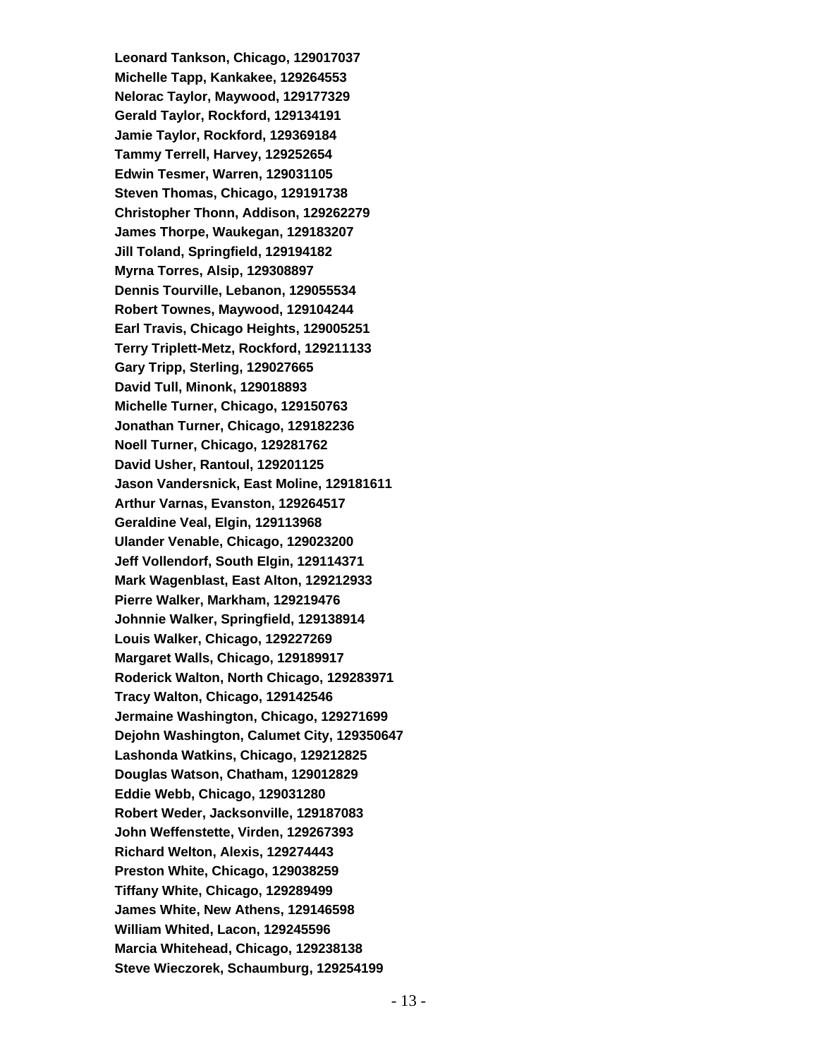**Leonard Tankson, Chicago, 129017037**
**Michelle Tapp, Kankakee, 129264553**
**Nelorac Taylor, Maywood, 129177329**
**Gerald Taylor, Rockford, 129134191**
**Jamie Taylor, Rockford, 129369184**
**Tammy Terrell, Harvey, 129252654**
**Edwin Tesmer, Warren, 129031105**
**Steven Thomas, Chicago, 129191738**
**Christopher Thonn, Addison, 129262279**
**James Thorpe, Waukegan, 129183207**
**Jill Toland, Springfield, 129194182**
**Myrna Torres, Alsip, 129308897**
**Dennis Tourville, Lebanon, 129055534**
**Robert Townes, Maywood, 129104244**
**Earl Travis, Chicago Heights, 129005251**
**Terry Triplett-Metz, Rockford, 129211133**
**Gary Tripp, Sterling, 129027665**
**David Tull, Minonk, 129018893**
**Michelle Turner, Chicago, 129150763**
**Jonathan Turner, Chicago, 129182236**
**Noell Turner, Chicago, 129281762**
**David Usher, Rantoul, 129201125**
**Jason Vandersnick, East Moline, 129181611**
**Arthur Varnas, Evanston, 129264517**
**Geraldine Veal, Elgin, 129113968**
**Ulander Venable, Chicago, 129023200**
**Jeff Vollendorf, South Elgin, 129114371**
**Mark Wagenblast, East Alton, 129212933**
**Pierre Walker, Markham, 129219476**
**Johnnie Walker, Springfield, 129138914**
**Louis Walker, Chicago, 129227269**
**Margaret Walls, Chicago, 129189917**
**Roderick Walton, North Chicago, 129283971**
**Tracy Walton, Chicago, 129142546**
**Jermaine Washington, Chicago, 129271699**
**Dejohn Washington, Calumet City, 129350647**
**Lashonda Watkins, Chicago, 129212825**
**Douglas Watson, Chatham, 129012829**
**Eddie Webb, Chicago, 129031280**
**Robert Weder, Jacksonville, 129187083**
**John Weffenstette, Virden, 129267393**
**Richard Welton, Alexis, 129274443**
**Preston White, Chicago, 129038259**
**Tiffany White, Chicago, 129289499**
**James White, New Athens, 129146598**
**William Whited, Lacon, 129245596**
**Marcia Whitehead, Chicago, 129238138**
**Steve Wieczorek, Schaumburg, 129254199**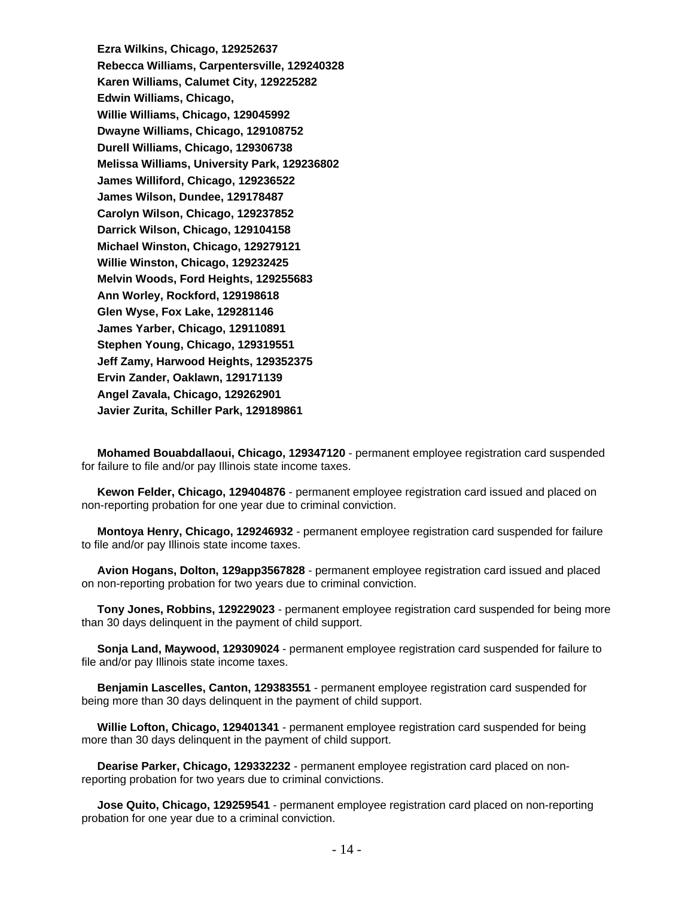**Ezra Wilkins, Chicago, 129252637**
**Rebecca Williams, Carpentersville, 129240328**
**Karen Williams, Calumet City, 129225282**
**Edwin Williams, Chicago,**
**Willie Williams, Chicago, 129045992**
**Dwayne Williams, Chicago, 129108752**
**Durell Williams, Chicago, 129306738**
**Melissa Williams, University Park, 129236802**
**James Williford, Chicago, 129236522**
**James Wilson, Dundee, 129178487**
**Carolyn Wilson, Chicago, 129237852**
**Darrick Wilson, Chicago, 129104158**
**Michael Winston, Chicago, 129279121**
**Willie Winston, Chicago, 129232425**
**Melvin Woods, Ford Heights, 129255683**
**Ann Worley, Rockford, 129198618**
**Glen Wyse, Fox Lake, 129281146**
**James Yarber, Chicago, 129110891**
**Stephen Young, Chicago, 129319551**
**Jeff Zamy, Harwood Heights, 129352375**
**Ervin Zander, Oaklawn, 129171139**
**Angel Zavala, Chicago, 129262901**
**Javier Zurita, Schiller Park, 129189861**

**Mohamed Bouabdallaoui, Chicago, 129347120** - permanent employee registration card suspended for failure to file and/or pay Illinois state income taxes.

**Kewon Felder, Chicago, 129404876** - permanent employee registration card issued and placed on non-reporting probation for one year due to criminal conviction.

**Montoya Henry, Chicago, 129246932** - permanent employee registration card suspended for failure to file and/or pay Illinois state income taxes.

**Avion Hogans, Dolton, 129app3567828** - permanent employee registration card issued and placed on non-reporting probation for two years due to criminal conviction.

**Tony Jones, Robbins, 129229023** - permanent employee registration card suspended for being more than 30 days delinquent in the payment of child support.

**Sonja Land, Maywood, 129309024** - permanent employee registration card suspended for failure to file and/or pay Illinois state income taxes.

**Benjamin Lascelles, Canton, 129383551** - permanent employee registration card suspended for being more than 30 days delinquent in the payment of child support.

**Willie Lofton, Chicago, 129401341** - permanent employee registration card suspended for being more than 30 days delinquent in the payment of child support.

**Dearise Parker, Chicago, 129332232** - permanent employee registration card placed on non-reporting probation for two years due to criminal convictions.

**Jose Quito, Chicago, 129259541** - permanent employee registration card placed on non-reporting probation for one year due to a criminal conviction.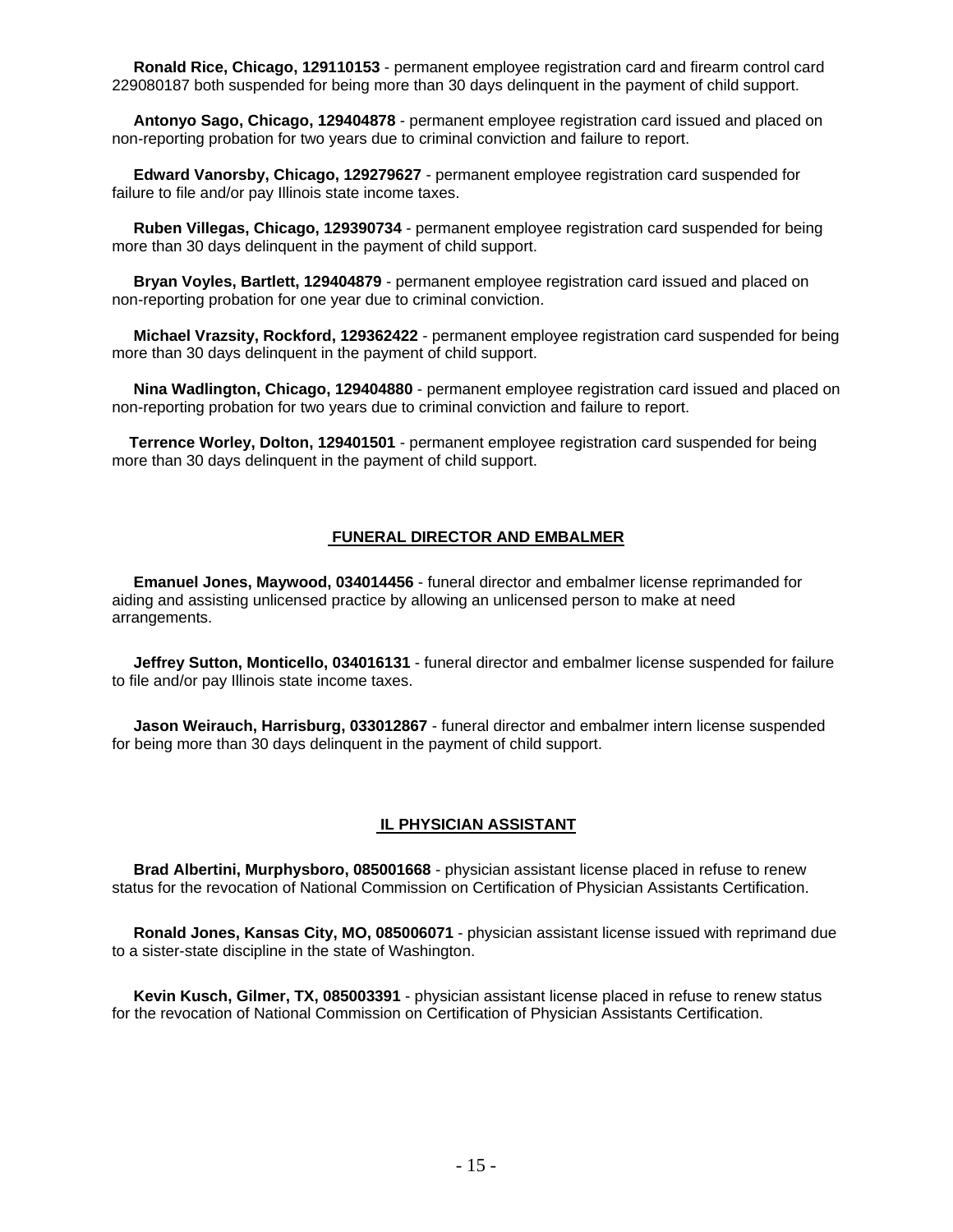**Ronald Rice, Chicago, 129110153** - permanent employee registration card and firearm control card 229080187 both suspended for being more than 30 days delinquent in the payment of child support.

**Antonyo Sago, Chicago, 129404878** - permanent employee registration card issued and placed on non-reporting probation for two years due to criminal conviction and failure to report.

**Edward Vanorsby, Chicago, 129279627** - permanent employee registration card suspended for failure to file and/or pay Illinois state income taxes.

**Ruben Villegas, Chicago, 129390734** - permanent employee registration card suspended for being more than 30 days delinquent in the payment of child support.

**Bryan Voyles, Bartlett, 129404879** - permanent employee registration card issued and placed on non-reporting probation for one year due to criminal conviction.

**Michael Vrazsity, Rockford, 129362422** - permanent employee registration card suspended for being more than 30 days delinquent in the payment of child support.

**Nina Wadlington, Chicago, 129404880** - permanent employee registration card issued and placed on non-reporting probation for two years due to criminal conviction and failure to report.

**Terrence Worley, Dolton, 129401501** - permanent employee registration card suspended for being more than 30 days delinquent in the payment of child support.

## FUNERAL DIRECTOR AND EMBALMER

**Emanuel Jones, Maywood, 034014456** - funeral director and embalmer license reprimanded for aiding and assisting unlicensed practice by allowing an unlicensed person to make at need arrangements.

**Jeffrey Sutton, Monticello, 034016131** - funeral director and embalmer license suspended for failure to file and/or pay Illinois state income taxes.

**Jason Weirauch, Harrisburg, 033012867** - funeral director and embalmer intern license suspended for being more than 30 days delinquent in the payment of child support.

## IL PHYSICIAN ASSISTANT

**Brad Albertini, Murphysboro, 085001668** - physician assistant license placed in refuse to renew status for the revocation of National Commission on Certification of Physician Assistants Certification.

**Ronald Jones, Kansas City, MO, 085006071** - physician assistant license issued with reprimand due to a sister-state discipline in the state of Washington.

**Kevin Kusch, Gilmer, TX, 085003391** - physician assistant license placed in refuse to renew status for the revocation of National Commission on Certification of Physician Assistants Certification.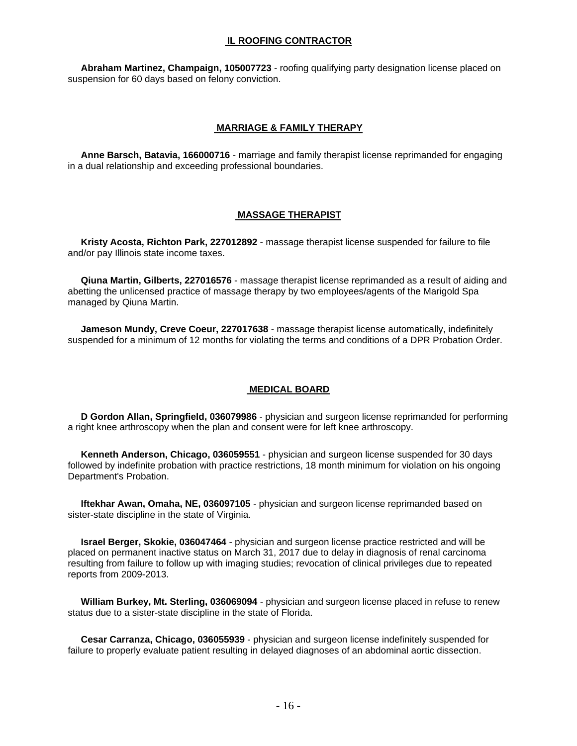## IL ROOFING CONTRACTOR

**Abraham Martinez, Champaign, 105007723** - roofing qualifying party designation license placed on suspension for 60 days based on felony conviction.

## MARRIAGE & FAMILY THERAPY

**Anne Barsch, Batavia, 166000716** - marriage and family therapist license reprimanded for engaging in a dual relationship and exceeding professional boundaries.

## MASSAGE THERAPIST

**Kristy Acosta, Richton Park, 227012892** - massage therapist license suspended for failure to file and/or pay Illinois state income taxes.

**Qiuna Martin, Gilberts, 227016576** - massage therapist license reprimanded as a result of aiding and abetting the unlicensed practice of massage therapy by two employees/agents of the Marigold Spa managed by Qiuna Martin.

**Jameson Mundy, Creve Coeur, 227017638** - massage therapist license automatically, indefinitely suspended for a minimum of 12 months for violating the terms and conditions of a DPR Probation Order.

## MEDICAL BOARD

**D Gordon Allan, Springfield, 036079986** - physician and surgeon license reprimanded for performing a right knee arthroscopy when the plan and consent were for left knee arthroscopy.

**Kenneth Anderson, Chicago, 036059551** - physician and surgeon license suspended for 30 days followed by indefinite probation with practice restrictions, 18 month minimum for violation on his ongoing Department's Probation.

**Iftekhar Awan, Omaha, NE, 036097105** - physician and surgeon license reprimanded based on sister-state discipline in the state of Virginia.

**Israel Berger, Skokie, 036047464** - physician and surgeon license practice restricted and will be placed on permanent inactive status on March 31, 2017 due to delay in diagnosis of renal carcinoma resulting from failure to follow up with imaging studies; revocation of clinical privileges due to repeated reports from 2009-2013.

**William Burkey, Mt. Sterling, 036069094** - physician and surgeon license placed in refuse to renew status due to a sister-state discipline in the state of Florida.

**Cesar Carranza, Chicago, 036055939** - physician and surgeon license indefinitely suspended for failure to properly evaluate patient resulting in delayed diagnoses of an abdominal aortic dissection.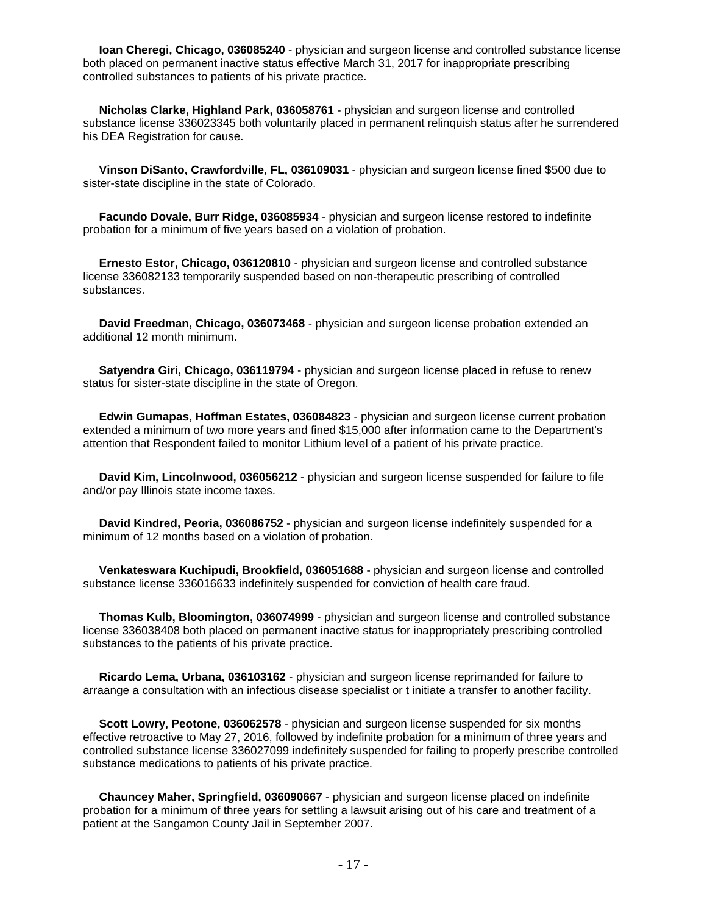**Ioan Cheregi, Chicago, 036085240** - physician and surgeon license and controlled substance license both placed on permanent inactive status effective March 31, 2017 for inappropriate prescribing controlled substances to patients of his private practice.

**Nicholas Clarke, Highland Park, 036058761** - physician and surgeon license and controlled substance license 336023345 both voluntarily placed in permanent relinquish status after he surrendered his DEA Registration for cause.

**Vinson DiSanto, Crawfordville, FL, 036109031** - physician and surgeon license fined $500 due to sister-state discipline in the state of Colorado.

**Facundo Dovale, Burr Ridge, 036085934** - physician and surgeon license restored to indefinite probation for a minimum of five years based on a violation of probation.

**Ernesto Estor, Chicago, 036120810** - physician and surgeon license and controlled substance license 336082133 temporarily suspended based on non-therapeutic prescribing of controlled substances.

**David Freedman, Chicago, 036073468** - physician and surgeon license probation extended an additional 12 month minimum.

**Satyendra Giri, Chicago, 036119794** - physician and surgeon license placed in refuse to renew status for sister-state discipline in the state of Oregon.

**Edwin Gumapas, Hoffman Estates, 036084823** - physician and surgeon license current probation extended a minimum of two more years and fined $15,000 after information came to the Department's attention that Respondent failed to monitor Lithium level of a patient of his private practice.

**David Kim, Lincolnwood, 036056212** - physician and surgeon license suspended for failure to file and/or pay Illinois state income taxes.

**David Kindred, Peoria, 036086752** - physician and surgeon license indefinitely suspended for a minimum of 12 months based on a violation of probation.

**Venkateswara Kuchipudi, Brookfield, 036051688** - physician and surgeon license and controlled substance license 336016633 indefinitely suspended for conviction of health care fraud.

**Thomas Kulb, Bloomington, 036074999** - physician and surgeon license and controlled substance license 336038408 both placed on permanent inactive status for inappropriately prescribing controlled substances to the patients of his private practice.

**Ricardo Lema, Urbana, 036103162** - physician and surgeon license reprimanded for failure to arraange a consultation with an infectious disease specialist or t initiate a transfer to another facility.

**Scott Lowry, Peotone, 036062578** - physician and surgeon license suspended for six months effective retroactive to May 27, 2016, followed by indefinite probation for a minimum of three years and controlled substance license 336027099 indefinitely suspended for failing to properly prescribe controlled substance medications to patients of his private practice.

**Chauncey Maher, Springfield, 036090667** - physician and surgeon license placed on indefinite probation for a minimum of three years for settling a lawsuit arising out of his care and treatment of a patient at the Sangamon County Jail in September 2007.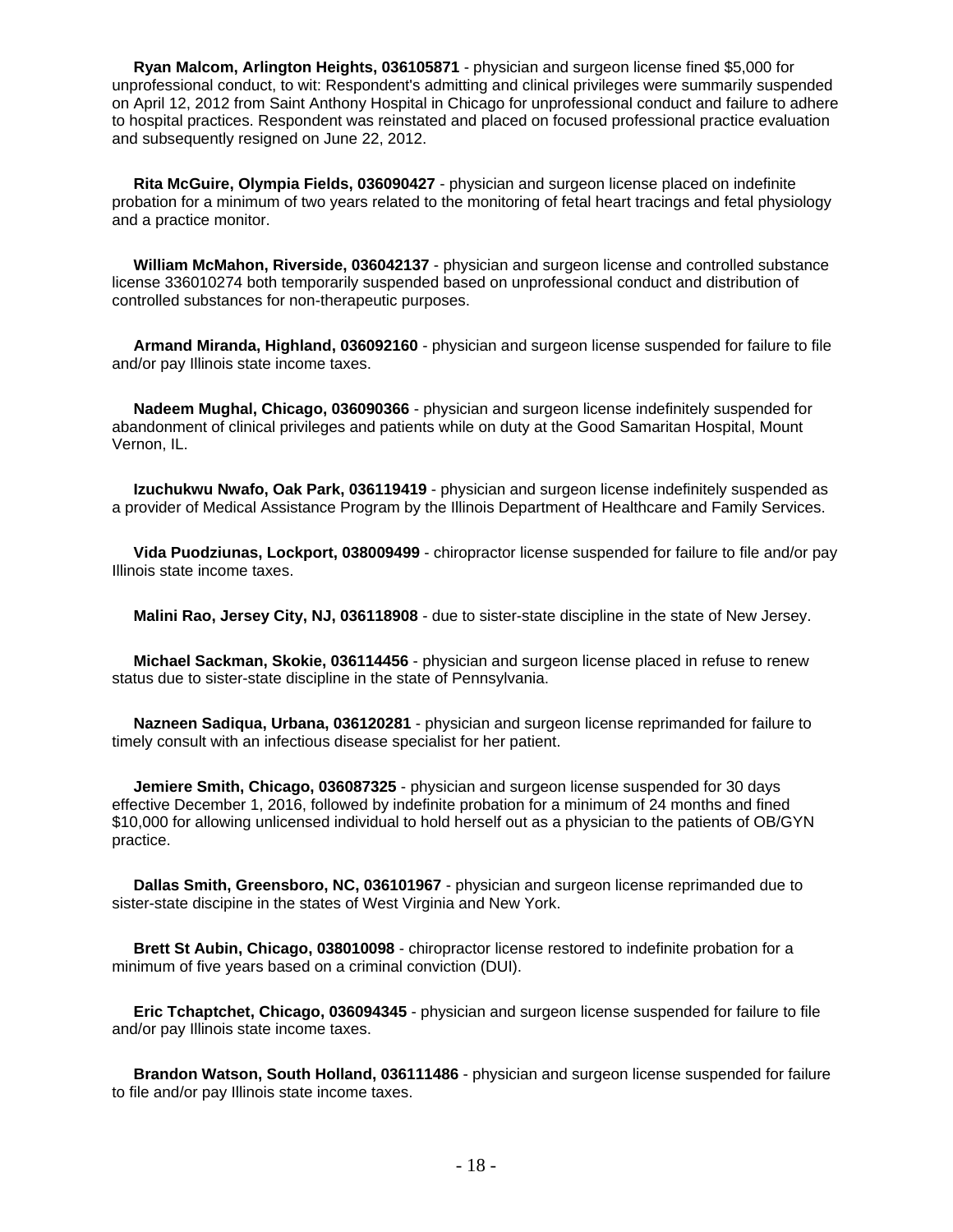**Ryan Malcom, Arlington Heights, 036105871** - physician and surgeon license fined $5,000 for unprofessional conduct, to wit: Respondent's admitting and clinical privileges were summarily suspended on April 12, 2012 from Saint Anthony Hospital in Chicago for unprofessional conduct and failure to adhere to hospital practices. Respondent was reinstated and placed on focused professional practice evaluation and subsequently resigned on June 22, 2012.

**Rita McGuire, Olympia Fields, 036090427** - physician and surgeon license placed on indefinite probation for a minimum of two years related to the monitoring of fetal heart tracings and fetal physiology and a practice monitor.

**William McMahon, Riverside, 036042137** - physician and surgeon license and controlled substance license 336010274 both temporarily suspended based on unprofessional conduct and distribution of controlled substances for non-therapeutic purposes.

**Armand Miranda, Highland, 036092160** - physician and surgeon license suspended for failure to file and/or pay Illinois state income taxes.

**Nadeem Mughal, Chicago, 036090366** - physician and surgeon license indefinitely suspended for abandonment of clinical privileges and patients while on duty at the Good Samaritan Hospital, Mount Vernon, IL.

**Izuchukwu Nwafo, Oak Park, 036119419** - physician and surgeon license indefinitely suspended as a provider of Medical Assistance Program by the Illinois Department of Healthcare and Family Services.

**Vida Puodziunas, Lockport, 038009499** - chiropractor license suspended for failure to file and/or pay Illinois state income taxes.

**Malini Rao, Jersey City, NJ, 036118908** - due to sister-state discipline in the state of New Jersey.

**Michael Sackman, Skokie, 036114456** - physician and surgeon license placed in refuse to renew status due to sister-state discipline in the state of Pennsylvania.

**Nazneen Sadiqua, Urbana, 036120281** - physician and surgeon license reprimanded for failure to timely consult with an infectious disease specialist for her patient.

**Jemiere Smith, Chicago, 036087325** - physician and surgeon license suspended for 30 days effective December 1, 2016, followed by indefinite probation for a minimum of 24 months and fined $10,000 for allowing unlicensed individual to hold herself out as a physician to the patients of OB/GYN practice.

**Dallas Smith, Greensboro, NC, 036101967** - physician and surgeon license reprimanded due to sister-state discipine in the states of West Virginia and New York.

**Brett St Aubin, Chicago, 038010098** - chiropractor license restored to indefinite probation for a minimum of five years based on a criminal conviction (DUI).

**Eric Tchaptchet, Chicago, 036094345** - physician and surgeon license suspended for failure to file and/or pay Illinois state income taxes.

**Brandon Watson, South Holland, 036111486** - physician and surgeon license suspended for failure to file and/or pay Illinois state income taxes.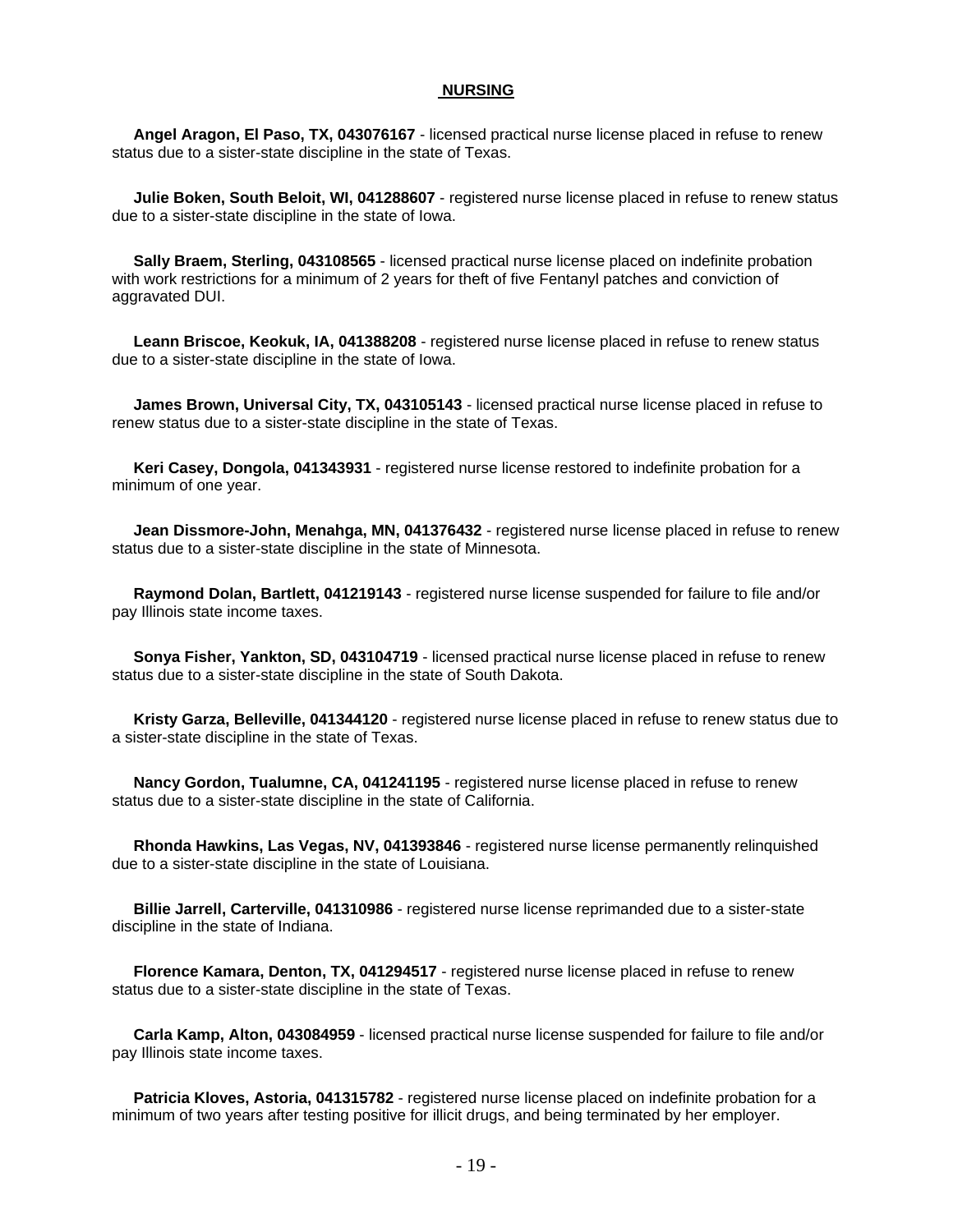## NURSING

**Angel Aragon, El Paso, TX, 043076167** - licensed practical nurse license placed in refuse to renew status due to a sister-state discipline in the state of Texas.

**Julie Boken, South Beloit, WI, 041288607** - registered nurse license placed in refuse to renew status due to a sister-state discipline in the state of Iowa.

**Sally Braem, Sterling, 043108565** - licensed practical nurse license placed on indefinite probation with work restrictions for a minimum of 2 years for theft of five Fentanyl patches and conviction of aggravated DUI.

**Leann Briscoe, Keokuk, IA, 041388208** - registered nurse license placed in refuse to renew status due to a sister-state discipline in the state of Iowa.

**James Brown, Universal City, TX, 043105143** - licensed practical nurse license placed in refuse to renew status due to a sister-state discipline in the state of Texas.

**Keri Casey, Dongola, 041343931** - registered nurse license restored to indefinite probation for a minimum of one year.

**Jean Dissmore-John, Menahga, MN, 041376432** - registered nurse license placed in refuse to renew status due to a sister-state discipline in the state of Minnesota.

**Raymond Dolan, Bartlett, 041219143** - registered nurse license suspended for failure to file and/or pay Illinois state income taxes.

**Sonya Fisher, Yankton, SD, 043104719** - licensed practical nurse license placed in refuse to renew status due to a sister-state discipline in the state of South Dakota.

**Kristy Garza, Belleville, 041344120** - registered nurse license placed in refuse to renew status due to a sister-state discipline in the state of Texas.

**Nancy Gordon, Tualumne, CA, 041241195** - registered nurse license placed in refuse to renew status due to a sister-state discipline in the state of California.

**Rhonda Hawkins, Las Vegas, NV, 041393846** - registered nurse license permanently relinquished due to a sister-state discipline in the state of Louisiana.

**Billie Jarrell, Carterville, 041310986** - registered nurse license reprimanded due to a sister-state discipline in the state of Indiana.

**Florence Kamara, Denton, TX, 041294517** - registered nurse license placed in refuse to renew status due to a sister-state discipline in the state of Texas.

**Carla Kamp, Alton, 043084959** - licensed practical nurse license suspended for failure to file and/or pay Illinois state income taxes.

**Patricia Kloves, Astoria, 041315782** - registered nurse license placed on indefinite probation for a minimum of two years after testing positive for illicit drugs, and being terminated by her employer.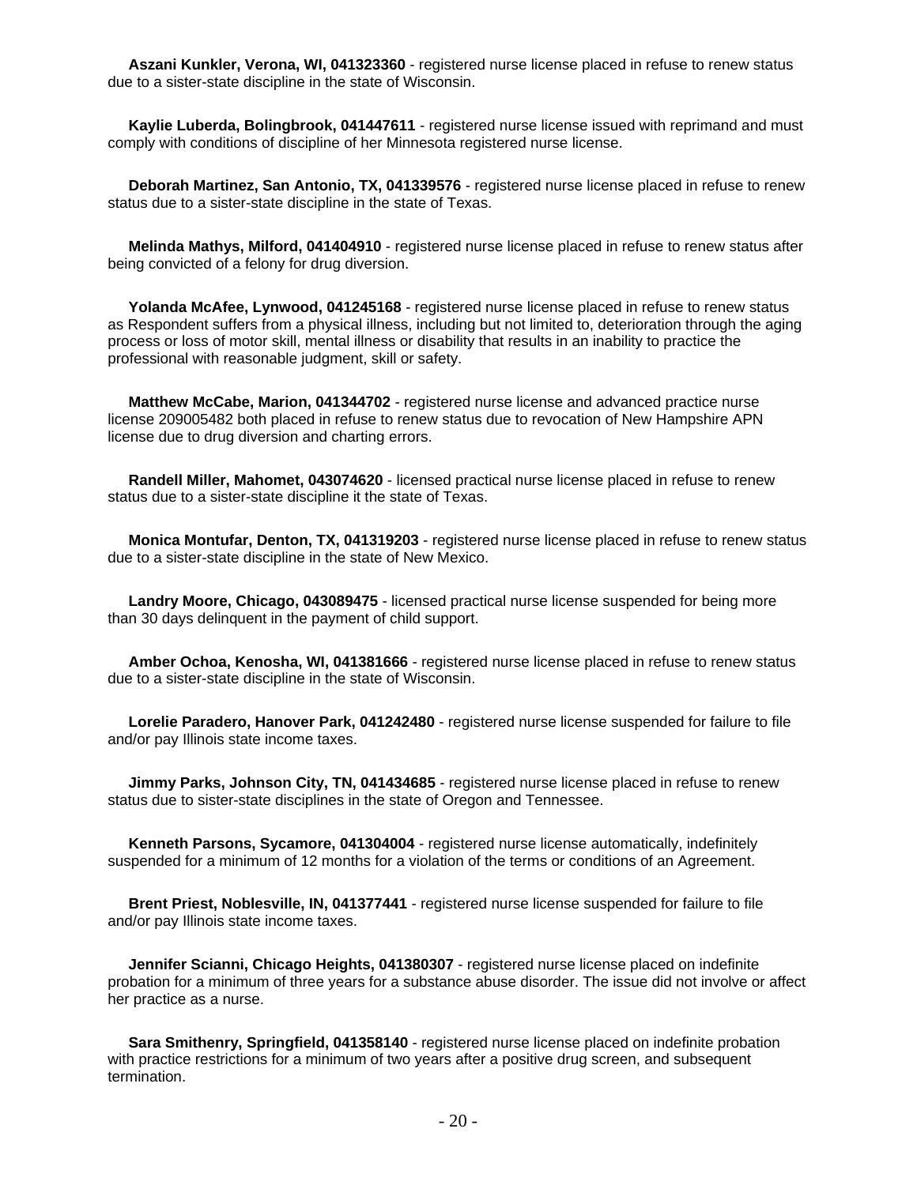**Aszani Kunkler, Verona, WI, 041323360** - registered nurse license placed in refuse to renew status due to a sister-state discipline in the state of Wisconsin.

**Kaylie Luberda, Bolingbrook, 041447611** - registered nurse license issued with reprimand and must comply with conditions of discipline of her Minnesota registered nurse license.

**Deborah Martinez, San Antonio, TX, 041339576** - registered nurse license placed in refuse to renew status due to a sister-state discipline in the state of Texas.

**Melinda Mathys, Milford, 041404910** - registered nurse license placed in refuse to renew status after being convicted of a felony for drug diversion.

**Yolanda McAfee, Lynwood, 041245168** - registered nurse license placed in refuse to renew status as Respondent suffers from a physical illness, including but not limited to, deterioration through the aging process or loss of motor skill, mental illness or disability that results in an inability to practice the professional with reasonable judgment, skill or safety.

**Matthew McCabe, Marion, 041344702** - registered nurse license and advanced practice nurse license 209005482 both placed in refuse to renew status due to revocation of New Hampshire APN license due to drug diversion and charting errors.

**Randell Miller, Mahomet, 043074620** - licensed practical nurse license placed in refuse to renew status due to a sister-state discipline it the state of Texas.

**Monica Montufar, Denton, TX, 041319203** - registered nurse license placed in refuse to renew status due to a sister-state discipline in the state of New Mexico.

**Landry Moore, Chicago, 043089475** - licensed practical nurse license suspended for being more than 30 days delinquent in the payment of child support.

**Amber Ochoa, Kenosha, WI, 041381666** - registered nurse license placed in refuse to renew status due to a sister-state discipline in the state of Wisconsin.

**Lorelie Paradero, Hanover Park, 041242480** - registered nurse license suspended for failure to file and/or pay Illinois state income taxes.

**Jimmy Parks, Johnson City, TN, 041434685** - registered nurse license placed in refuse to renew status due to sister-state disciplines in the state of Oregon and Tennessee.

**Kenneth Parsons, Sycamore, 041304004** - registered nurse license automatically, indefinitely suspended for a minimum of 12 months for a violation of the terms or conditions of an Agreement.

**Brent Priest, Noblesville, IN, 041377441** - registered nurse license suspended for failure to file and/or pay Illinois state income taxes.

**Jennifer Scianni, Chicago Heights, 041380307** - registered nurse license placed on indefinite probation for a minimum of three years for a substance abuse disorder. The issue did not involve or affect her practice as a nurse.

**Sara Smithenry, Springfield, 041358140** - registered nurse license placed on indefinite probation with practice restrictions for a minimum of two years after a positive drug screen, and subsequent termination.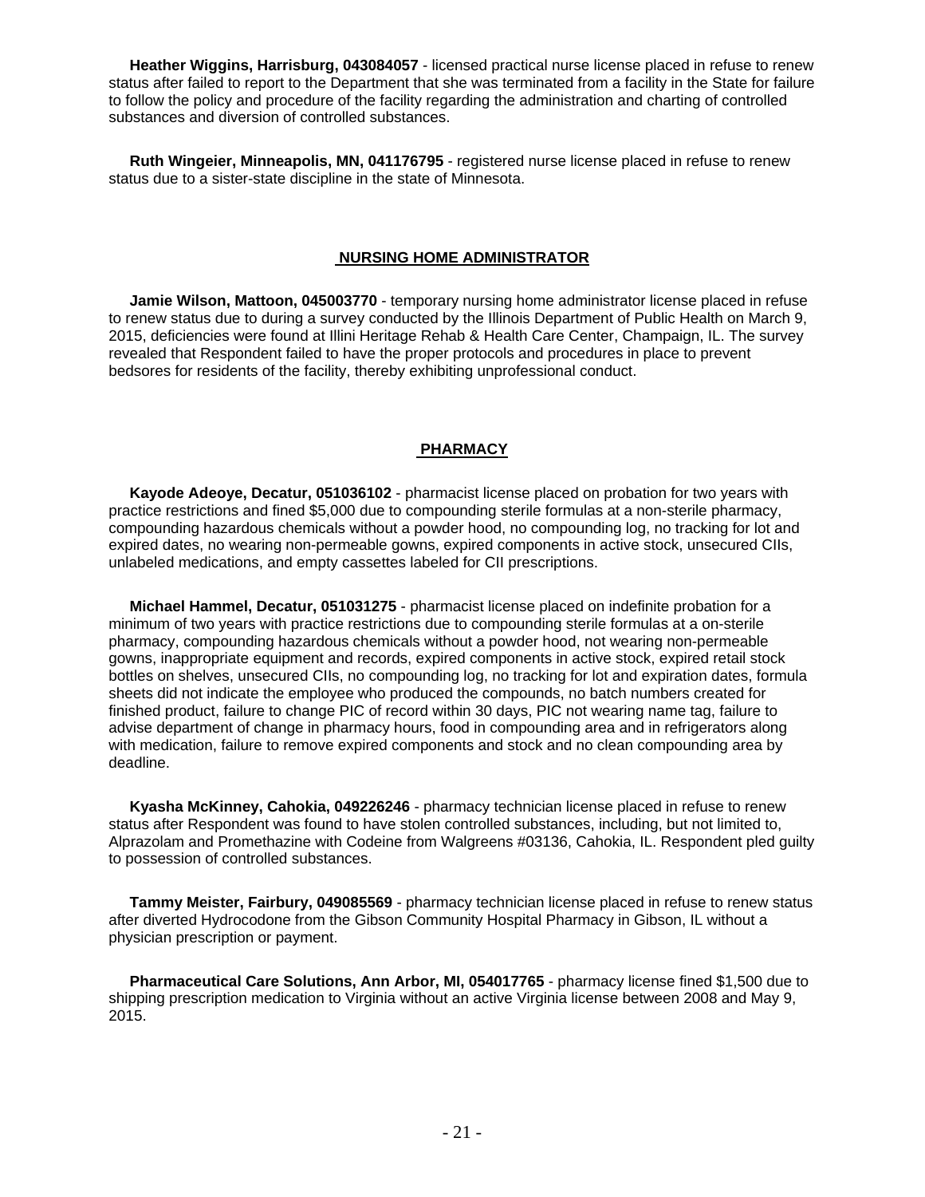**Heather Wiggins, Harrisburg, 043084057** - licensed practical nurse license placed in refuse to renew status after failed to report to the Department that she was terminated from a facility in the State for failure to follow the policy and procedure of the facility regarding the administration and charting of controlled substances and diversion of controlled substances.

**Ruth Wingeier, Minneapolis, MN, 041176795** - registered nurse license placed in refuse to renew status due to a sister-state discipline in the state of Minnesota.

## NURSING HOME ADMINISTRATOR

**Jamie Wilson, Mattoon, 045003770** - temporary nursing home administrator license placed in refuse to renew status due to during a survey conducted by the Illinois Department of Public Health on March 9, 2015, deficiencies were found at Illini Heritage Rehab & Health Care Center, Champaign, IL. The survey revealed that Respondent failed to have the proper protocols and procedures in place to prevent bedsores for residents of the facility, thereby exhibiting unprofessional conduct.

## PHARMACY

**Kayode Adeoye, Decatur, 051036102** - pharmacist license placed on probation for two years with practice restrictions and fined $5,000 due to compounding sterile formulas at a non-sterile pharmacy, compounding hazardous chemicals without a powder hood, no compounding log, no tracking for lot and expired dates, no wearing non-permeable gowns, expired components in active stock, unsecured CIIs, unlabeled medications, and empty cassettes labeled for CII prescriptions.

**Michael Hammel, Decatur, 051031275** - pharmacist license placed on indefinite probation for a minimum of two years with practice restrictions due to compounding sterile formulas at a on-sterile pharmacy, compounding hazardous chemicals without a powder hood, not wearing non-permeable gowns, inappropriate equipment and records, expired components in active stock, expired retail stock bottles on shelves, unsecured CIIs, no compounding log, no tracking for lot and expiration dates, formula sheets did not indicate the employee who produced the compounds, no batch numbers created for finished product, failure to change PIC of record within 30 days, PIC not wearing name tag, failure to advise department of change in pharmacy hours, food in compounding area and in refrigerators along with medication, failure to remove expired components and stock and no clean compounding area by deadline.

**Kyasha McKinney, Cahokia, 049226246** - pharmacy technician license placed in refuse to renew status after Respondent was found to have stolen controlled substances, including, but not limited to, Alprazolam and Promethazine with Codeine from Walgreens #03136, Cahokia, IL. Respondent pled guilty to possession of controlled substances.

**Tammy Meister, Fairbury, 049085569** - pharmacy technician license placed in refuse to renew status after diverted Hydrocodone from the Gibson Community Hospital Pharmacy in Gibson, IL without a physician prescription or payment.

**Pharmaceutical Care Solutions, Ann Arbor, MI, 054017765** - pharmacy license fined $1,500 due to shipping prescription medication to Virginia without an active Virginia license between 2008 and May 9, 2015.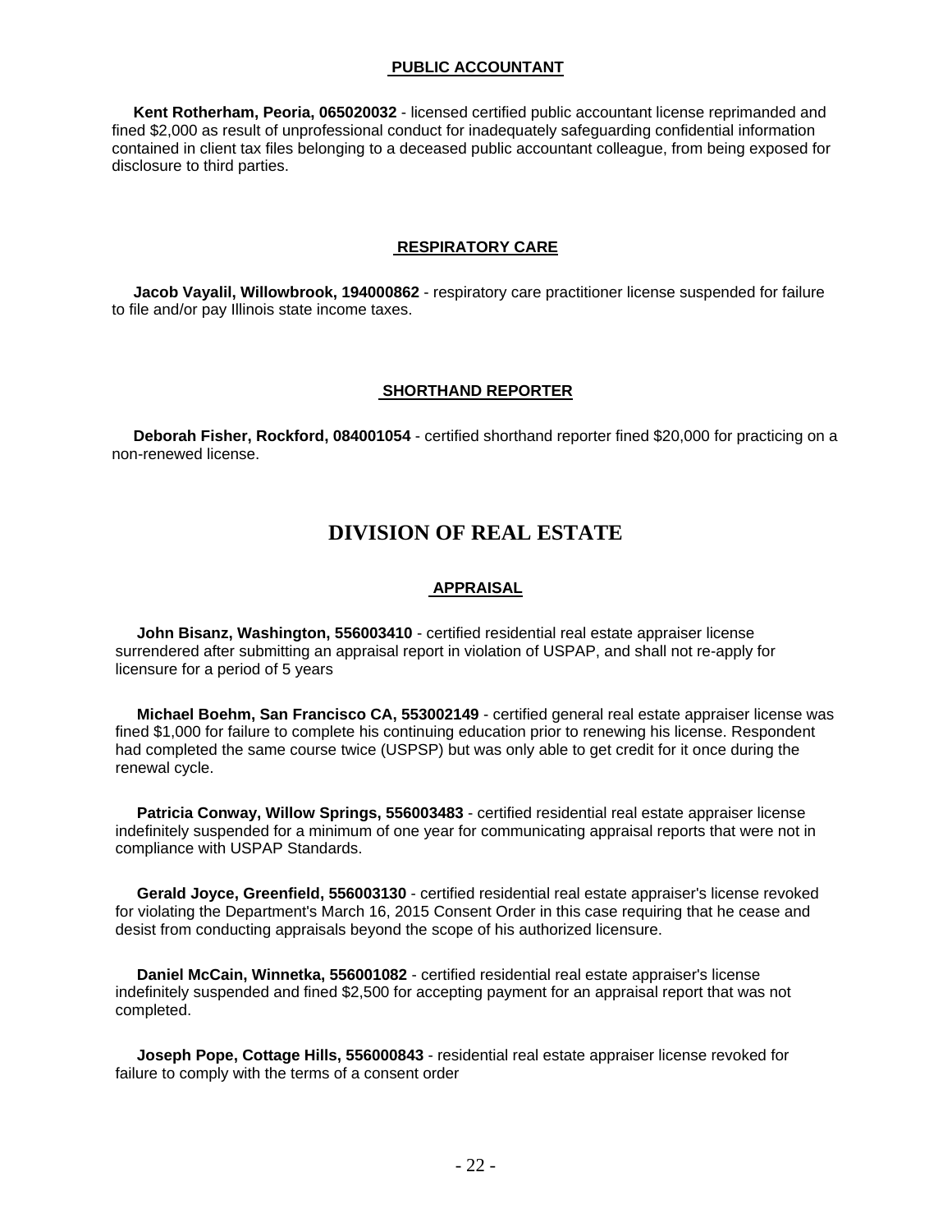### PUBLIC ACCOUNTANT

**Kent Rotherham, Peoria, 065020032** - licensed certified public accountant license reprimanded and fined $2,000 as result of unprofessional conduct for inadequately safeguarding confidential information contained in client tax files belonging to a deceased public accountant colleague, from being exposed for disclosure to third parties.

### RESPIRATORY CARE

**Jacob Vayalil, Willowbrook, 194000862** - respiratory care practitioner license suspended for failure to file and/or pay Illinois state income taxes.

### SHORTHAND REPORTER

**Deborah Fisher, Rockford, 084001054** - certified shorthand reporter fined $20,000 for practicing on a non-renewed license.

## DIVISION OF REAL ESTATE

### APPRAISAL

**John Bisanz, Washington, 556003410** - certified residential real estate appraiser license surrendered after submitting an appraisal report in violation of USPAP, and shall not re-apply for licensure for a period of 5 years

**Michael Boehm, San Francisco CA, 553002149** - certified general real estate appraiser license was fined $1,000 for failure to complete his continuing education prior to renewing his license. Respondent had completed the same course twice (USPSP) but was only able to get credit for it once during the renewal cycle.

**Patricia Conway, Willow Springs, 556003483** - certified residential real estate appraiser license indefinitely suspended for a minimum of one year for communicating appraisal reports that were not in compliance with USPAP Standards.

**Gerald Joyce, Greenfield, 556003130** - certified residential real estate appraiser's license revoked for violating the Department's March 16, 2015 Consent Order in this case requiring that he cease and desist from conducting appraisals beyond the scope of his authorized licensure.

**Daniel McCain, Winnetka, 556001082** - certified residential real estate appraiser's license indefinitely suspended and fined $2,500 for accepting payment for an appraisal report that was not completed.

**Joseph Pope, Cottage Hills, 556000843** - residential real estate appraiser license revoked for failure to comply with the terms of a consent order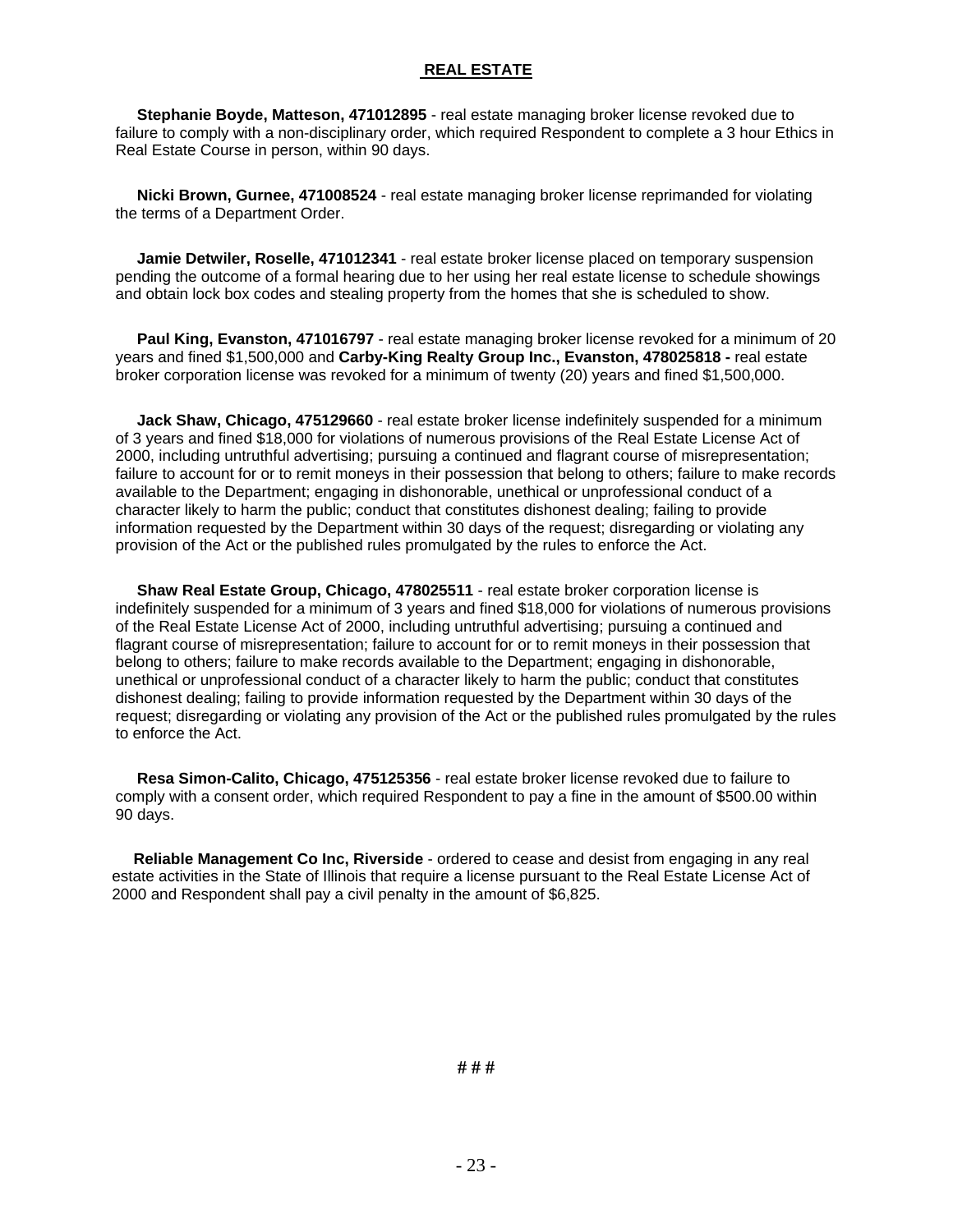## REAL ESTATE

**Stephanie Boyde, Matteson, 471012895** - real estate managing broker license revoked due to failure to comply with a non-disciplinary order, which required Respondent to complete a 3 hour Ethics in Real Estate Course in person, within 90 days.

**Nicki Brown, Gurnee, 471008524** - real estate managing broker license reprimanded for violating the terms of a Department Order.

**Jamie Detwiler, Roselle, 471012341** - real estate broker license placed on temporary suspension pending the outcome of a formal hearing due to her using her real estate license to schedule showings and obtain lock box codes and stealing property from the homes that she is scheduled to show.

**Paul King, Evanston, 471016797** - real estate managing broker license revoked for a minimum of 20 years and fined $1,500,000 and **Carby-King Realty Group Inc., Evanston, 478025818 -** real estate broker corporation license was revoked for a minimum of twenty (20) years and fined $1,500,000.

**Jack Shaw, Chicago, 475129660** - real estate broker license indefinitely suspended for a minimum of 3 years and fined $18,000 for violations of numerous provisions of the Real Estate License Act of 2000, including untruthful advertising; pursuing a continued and flagrant course of misrepresentation; failure to account for or to remit moneys in their possession that belong to others; failure to make records available to the Department; engaging in dishonorable, unethical or unprofessional conduct of a character likely to harm the public; conduct that constitutes dishonest dealing; failing to provide information requested by the Department within 30 days of the request; disregarding or violating any provision of the Act or the published rules promulgated by the rules to enforce the Act.

**Shaw Real Estate Group, Chicago, 478025511** - real estate broker corporation license is indefinitely suspended for a minimum of 3 years and fined $18,000 for violations of numerous provisions of the Real Estate License Act of 2000, including untruthful advertising; pursuing a continued and flagrant course of misrepresentation; failure to account for or to remit moneys in their possession that belong to others; failure to make records available to the Department; engaging in dishonorable, unethical or unprofessional conduct of a character likely to harm the public; conduct that constitutes dishonest dealing; failing to provide information requested by the Department within 30 days of the request; disregarding or violating any provision of the Act or the published rules promulgated by the rules to enforce the Act.

**Resa Simon-Calito, Chicago, 475125356** - real estate broker license revoked due to failure to comply with a consent order, which required Respondent to pay a fine in the amount of $500.00 within 90 days.

**Reliable Management Co Inc, Riverside** - ordered to cease and desist from engaging in any real estate activities in the State of Illinois that require a license pursuant to the Real Estate License Act of 2000 and Respondent shall pay a civil penalty in the amount of $6,825.

# # #